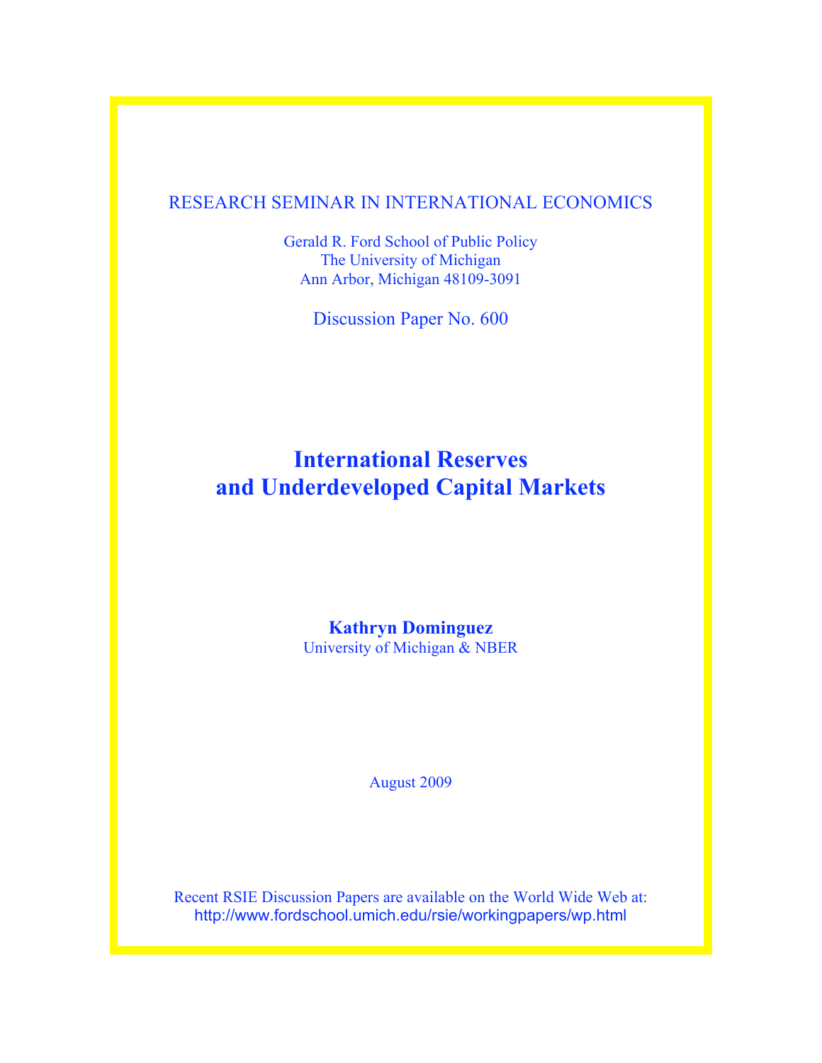RESEARCH SEMINAR IN INTERNATIONAL ECONOMICS

Gerald R. Ford School of Public Policy
The University of Michigan
Ann Arbor, Michigan 48109-3091

Discussion Paper No. 600

# International Reserves and Underdeveloped Capital Markets

**Kathryn Dominguez**
University of Michigan & NBER

August 2009

Recent RSIE Discussion Papers are available on the World Wide Web at:
http://www.fordschool.umich.edu/rsie/workingpapers/wp.html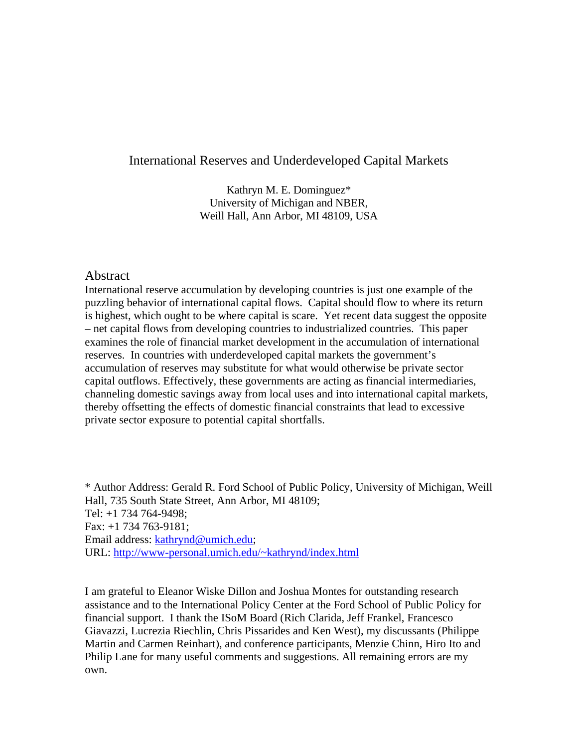# International Reserves and Underdeveloped Capital Markets

Kathryn M. E. Dominguez*
University of Michigan and NBER,
Weill Hall, Ann Arbor, MI 48109, USA

## Abstract

International reserve accumulation by developing countries is just one example of the puzzling behavior of international capital flows. Capital should flow to where its return is highest, which ought to be where capital is scare. Yet recent data suggest the opposite – net capital flows from developing countries to industrialized countries. This paper examines the role of financial market development in the accumulation of international reserves. In countries with underdeveloped capital markets the government's accumulation of reserves may substitute for what would otherwise be private sector capital outflows. Effectively, these governments are acting as financial intermediaries, channeling domestic savings away from local uses and into international capital markets, thereby offsetting the effects of domestic financial constraints that lead to excessive private sector exposure to potential capital shortfalls.

* Author Address: Gerald R. Ford School of Public Policy, University of Michigan, Weill Hall, 735 South State Street, Ann Arbor, MI 48109;
Tel: +1 734 764-9498;
Fax: +1 734 763-9181;
Email address: kathrynd@umich.edu;
URL: http://www-personal.umich.edu/~kathrynd/index.html

I am grateful to Eleanor Wiske Dillon and Joshua Montes for outstanding research assistance and to the International Policy Center at the Ford School of Public Policy for financial support. I thank the ISoM Board (Rich Clarida, Jeff Frankel, Francesco Giavazzi, Lucrezia Riechlin, Chris Pissarides and Ken West), my discussants (Philippe Martin and Carmen Reinhart), and conference participants, Menzie Chinn, Hiro Ito and Philip Lane for many useful comments and suggestions. All remaining errors are my own.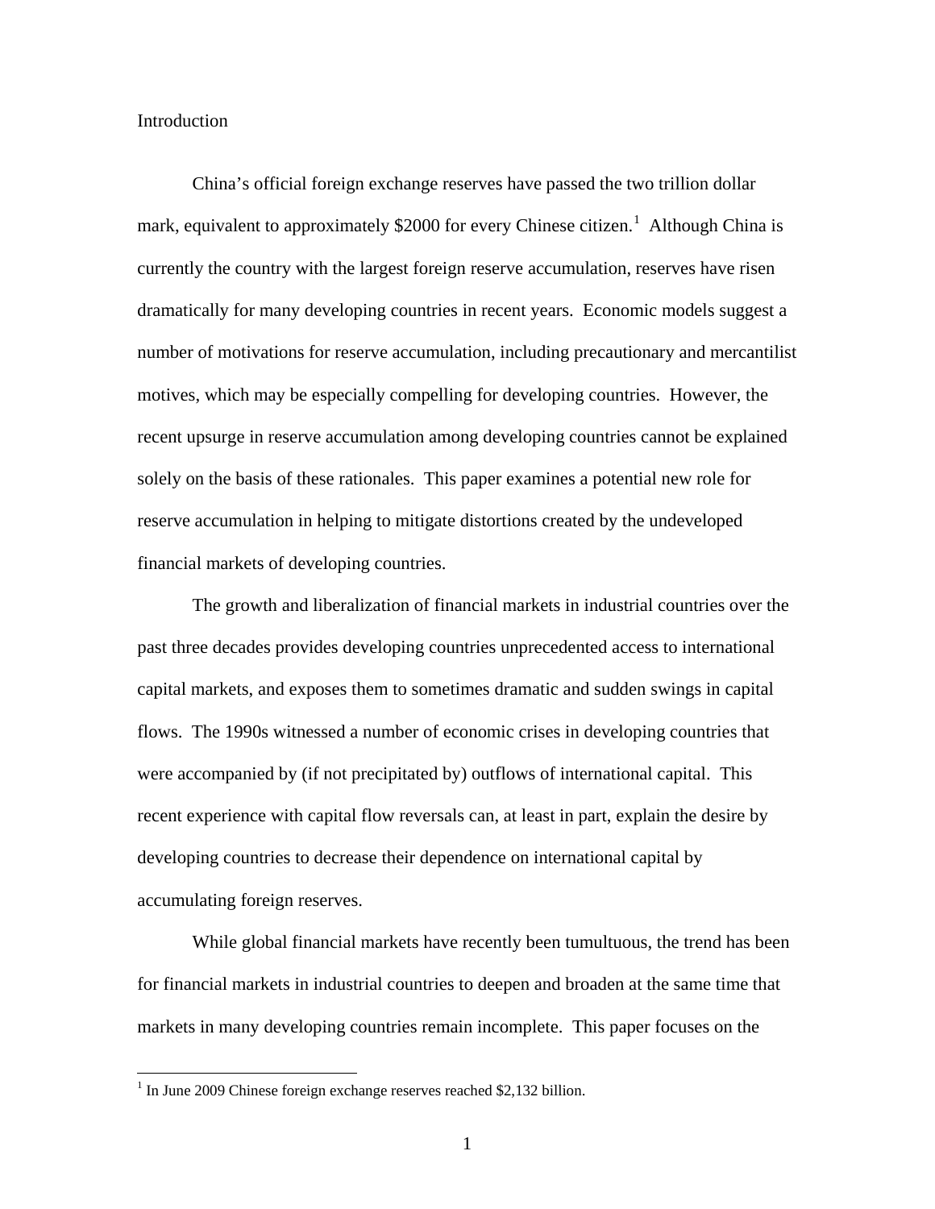## Introduction

China's official foreign exchange reserves have passed the two trillion dollar mark, equivalent to approximately $2000 for every Chinese citizen.[1] Although China is currently the country with the largest foreign reserve accumulation, reserves have risen dramatically for many developing countries in recent years. Economic models suggest a number of motivations for reserve accumulation, including precautionary and mercantilist motives, which may be especially compelling for developing countries. However, the recent upsurge in reserve accumulation among developing countries cannot be explained solely on the basis of these rationales. This paper examines a potential new role for reserve accumulation in helping to mitigate distortions created by the undeveloped financial markets of developing countries.

The growth and liberalization of financial markets in industrial countries over the past three decades provides developing countries unprecedented access to international capital markets, and exposes them to sometimes dramatic and sudden swings in capital flows. The 1990s witnessed a number of economic crises in developing countries that were accompanied by (if not precipitated by) outflows of international capital. This recent experience with capital flow reversals can, at least in part, explain the desire by developing countries to decrease their dependence on international capital by accumulating foreign reserves.

While global financial markets have recently been tumultuous, the trend has been for financial markets in industrial countries to deepen and broaden at the same time that markets in many developing countries remain incomplete. This paper focuses on the

[1] In June 2009 Chinese foreign exchange reserves reached $2,132 billion.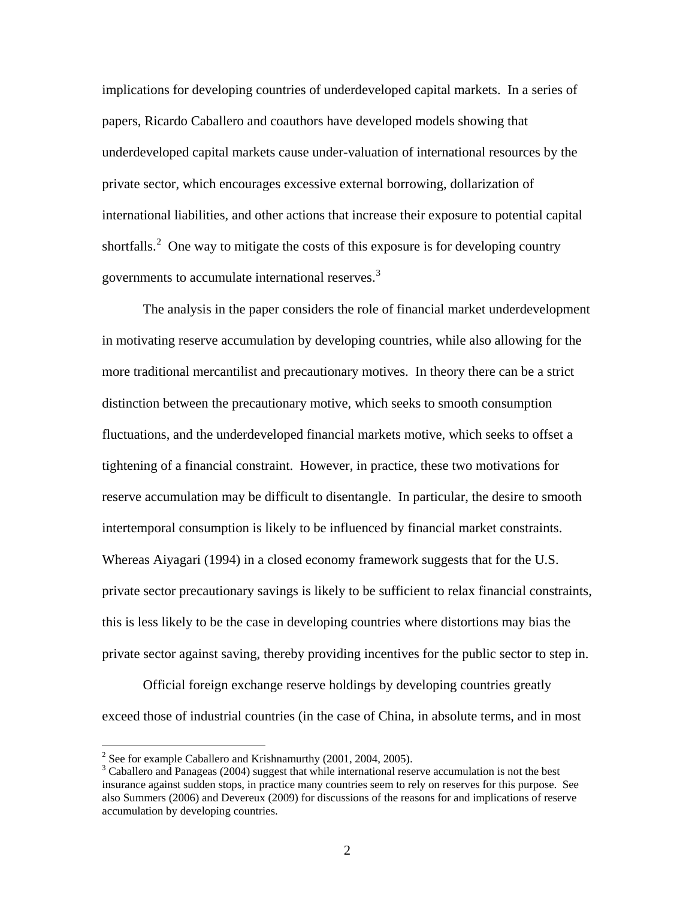implications for developing countries of underdeveloped capital markets. In a series of papers, Ricardo Caballero and coauthors have developed models showing that underdeveloped capital markets cause under-valuation of international resources by the private sector, which encourages excessive external borrowing, dollarization of international liabilities, and other actions that increase their exposure to potential capital shortfalls.[2] One way to mitigate the costs of this exposure is for developing country governments to accumulate international reserves.[3]

The analysis in the paper considers the role of financial market underdevelopment in motivating reserve accumulation by developing countries, while also allowing for the more traditional mercantilist and precautionary motives. In theory there can be a strict distinction between the precautionary motive, which seeks to smooth consumption fluctuations, and the underdeveloped financial markets motive, which seeks to offset a tightening of a financial constraint. However, in practice, these two motivations for reserve accumulation may be difficult to disentangle. In particular, the desire to smooth intertemporal consumption is likely to be influenced by financial market constraints. Whereas Aiyagari (1994) in a closed economy framework suggests that for the U.S. private sector precautionary savings is likely to be sufficient to relax financial constraints, this is less likely to be the case in developing countries where distortions may bias the private sector against saving, thereby providing incentives for the public sector to step in.

Official foreign exchange reserve holdings by developing countries greatly exceed those of industrial countries (in the case of China, in absolute terms, and in most

---

[2] See for example Caballero and Krishnamurthy (2001, 2004, 2005).

[3] Caballero and Panageas (2004) suggest that while international reserve accumulation is not the best insurance against sudden stops, in practice many countries seem to rely on reserves for this purpose. See also Summers (2006) and Devereux (2009) for discussions of the reasons for and implications of reserve accumulation by developing countries.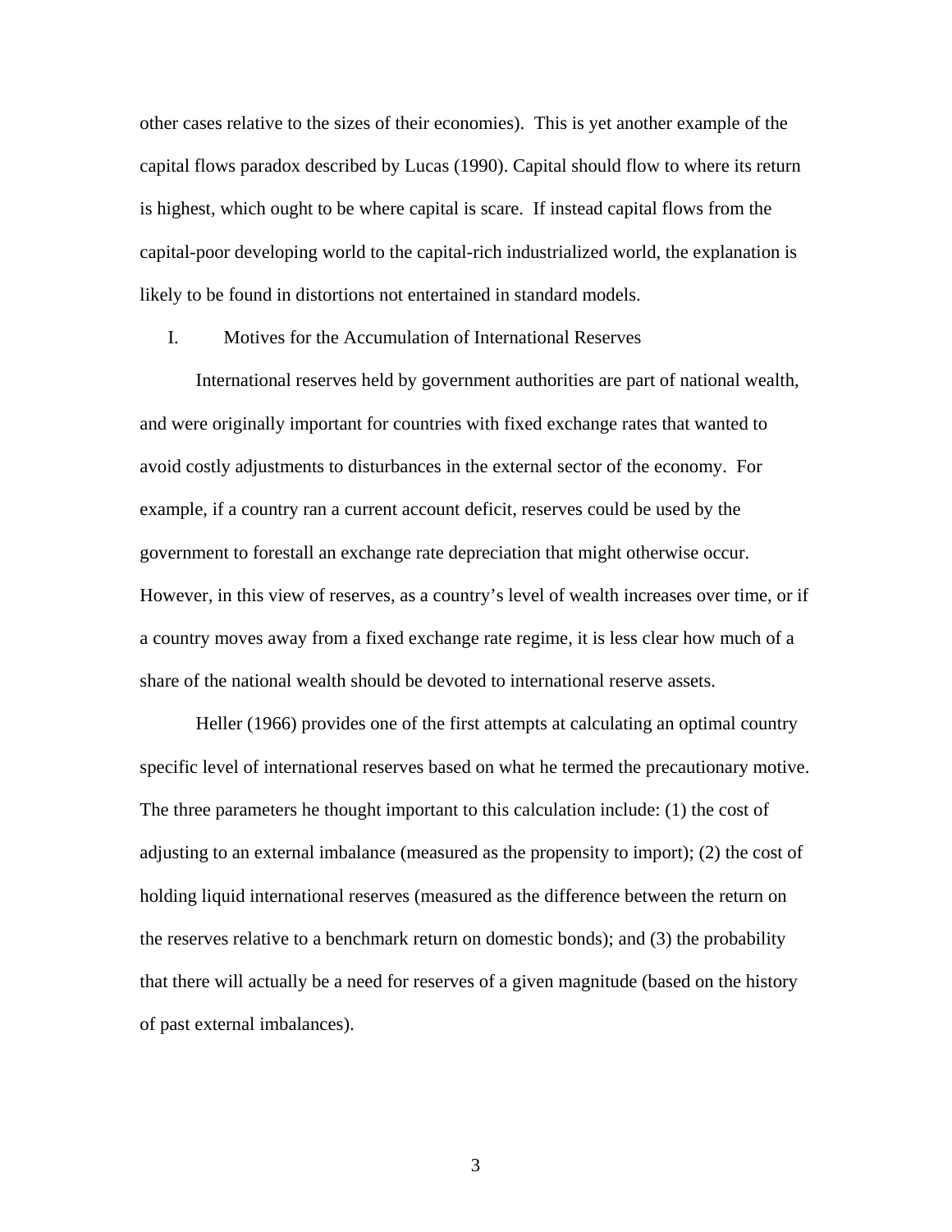other cases relative to the sizes of their economies). This is yet another example of the capital flows paradox described by Lucas (1990). Capital should flow to where its return is highest, which ought to be where capital is scare. If instead capital flows from the capital-poor developing world to the capital-rich industrialized world, the explanation is likely to be found in distortions not entertained in standard models.

## I. Motives for the Accumulation of International Reserves

International reserves held by government authorities are part of national wealth, and were originally important for countries with fixed exchange rates that wanted to avoid costly adjustments to disturbances in the external sector of the economy. For example, if a country ran a current account deficit, reserves could be used by the government to forestall an exchange rate depreciation that might otherwise occur. However, in this view of reserves, as a country's level of wealth increases over time, or if a country moves away from a fixed exchange rate regime, it is less clear how much of a share of the national wealth should be devoted to international reserve assets.

Heller (1966) provides one of the first attempts at calculating an optimal country specific level of international reserves based on what he termed the precautionary motive. The three parameters he thought important to this calculation include: (1) the cost of adjusting to an external imbalance (measured as the propensity to import); (2) the cost of holding liquid international reserves (measured as the difference between the return on the reserves relative to a benchmark return on domestic bonds); and (3) the probability that there will actually be a need for reserves of a given magnitude (based on the history of past external imbalances).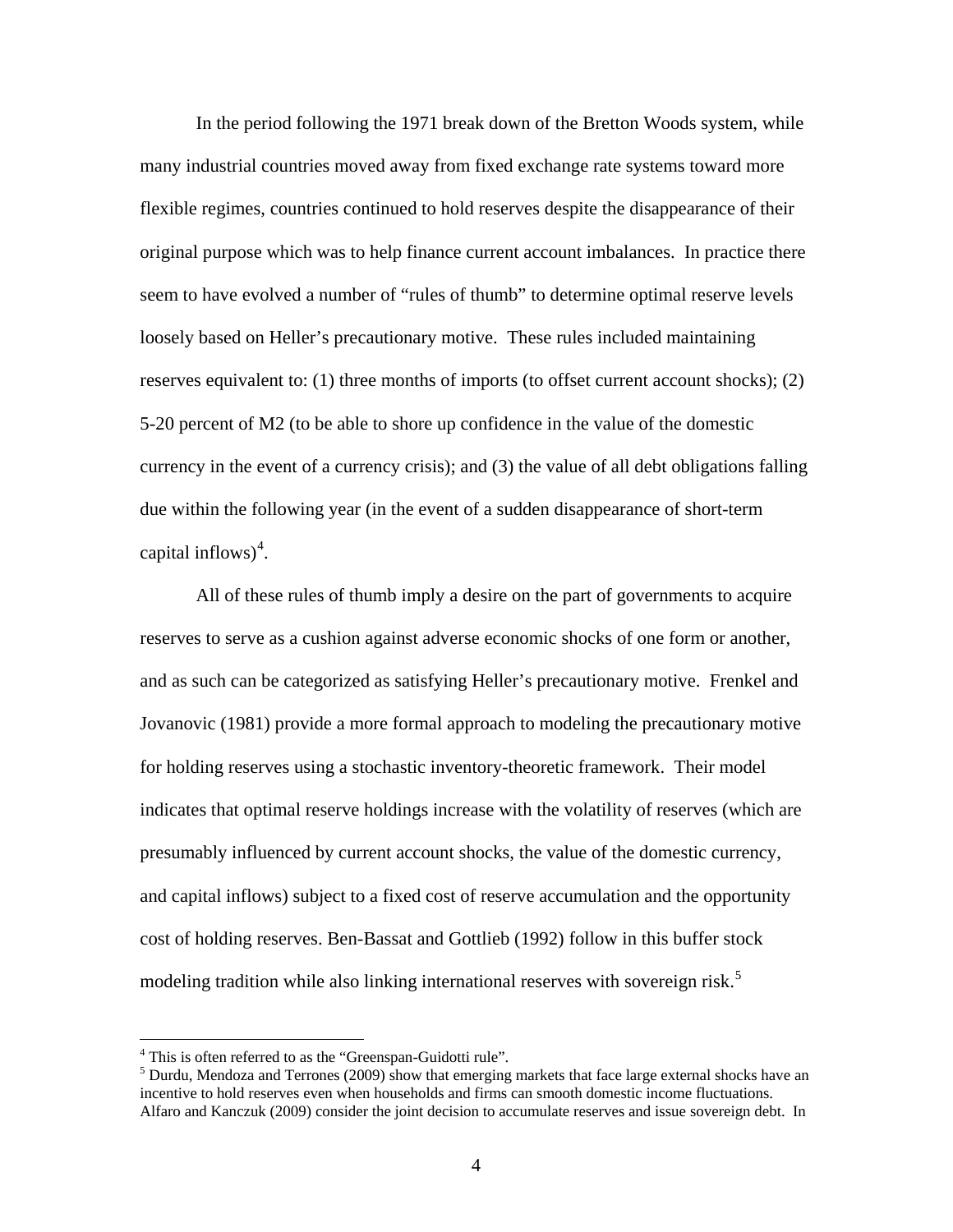In the period following the 1971 break down of the Bretton Woods system, while many industrial countries moved away from fixed exchange rate systems toward more flexible regimes, countries continued to hold reserves despite the disappearance of their original purpose which was to help finance current account imbalances. In practice there seem to have evolved a number of "rules of thumb" to determine optimal reserve levels loosely based on Heller's precautionary motive. These rules included maintaining reserves equivalent to: (1) three months of imports (to offset current account shocks); (2) 5-20 percent of M2 (to be able to shore up confidence in the value of the domestic currency in the event of a currency crisis); and (3) the value of all debt obligations falling due within the following year (in the event of a sudden disappearance of short-term capital inflows)[4].

All of these rules of thumb imply a desire on the part of governments to acquire reserves to serve as a cushion against adverse economic shocks of one form or another, and as such can be categorized as satisfying Heller's precautionary motive. Frenkel and Jovanovic (1981) provide a more formal approach to modeling the precautionary motive for holding reserves using a stochastic inventory-theoretic framework. Their model indicates that optimal reserve holdings increase with the volatility of reserves (which are presumably influenced by current account shocks, the value of the domestic currency, and capital inflows) subject to a fixed cost of reserve accumulation and the opportunity cost of holding reserves. Ben-Bassat and Gottlieb (1992) follow in this buffer stock modeling tradition while also linking international reserves with sovereign risk.[5]

---

[4] This is often referred to as the "Greenspan-Guidotti rule".

[5] Durdu, Mendoza and Terrones (2009) show that emerging markets that face large external shocks have an incentive to hold reserves even when households and firms can smooth domestic income fluctuations. Alfaro and Kanczuk (2009) consider the joint decision to accumulate reserves and issue sovereign debt. In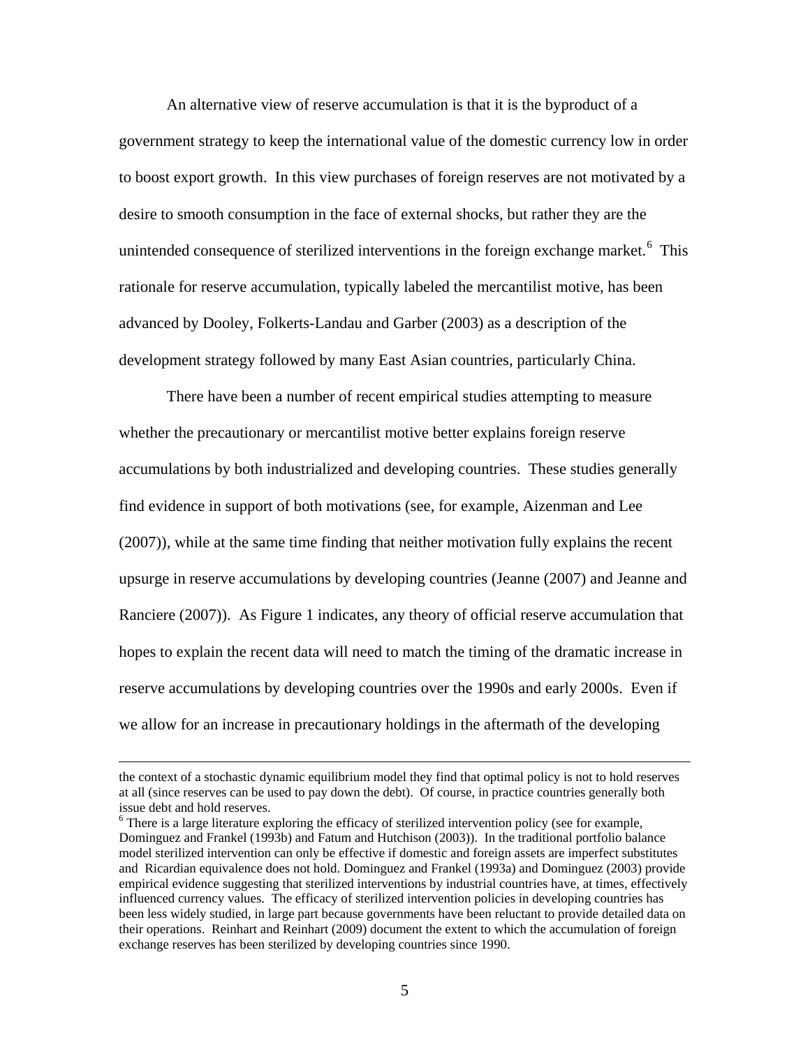An alternative view of reserve accumulation is that it is the byproduct of a government strategy to keep the international value of the domestic currency low in order to boost export growth. In this view purchases of foreign reserves are not motivated by a desire to smooth consumption in the face of external shocks, but rather they are the unintended consequence of sterilized interventions in the foreign exchange market.[6] This rationale for reserve accumulation, typically labeled the mercantilist motive, has been advanced by Dooley, Folkerts-Landau and Garber (2003) as a description of the development strategy followed by many East Asian countries, particularly China.

There have been a number of recent empirical studies attempting to measure whether the precautionary or mercantilist motive better explains foreign reserve accumulations by both industrialized and developing countries. These studies generally find evidence in support of both motivations (see, for example, Aizenman and Lee (2007)), while at the same time finding that neither motivation fully explains the recent upsurge in reserve accumulations by developing countries (Jeanne (2007) and Jeanne and Ranciere (2007)). As Figure 1 indicates, any theory of official reserve accumulation that hopes to explain the recent data will need to match the timing of the dramatic increase in reserve accumulations by developing countries over the 1990s and early 2000s. Even if we allow for an increase in precautionary holdings in the aftermath of the developing

---

the context of a stochastic dynamic equilibrium model they find that optimal policy is not to hold reserves at all (since reserves can be used to pay down the debt). Of course, in practice countries generally both issue debt and hold reserves.

[6] There is a large literature exploring the efficacy of sterilized intervention policy (see for example, Dominguez and Frankel (1993b) and Fatum and Hutchison (2003)). In the traditional portfolio balance model sterilized intervention can only be effective if domestic and foreign assets are imperfect substitutes and Ricardian equivalence does not hold. Dominguez and Frankel (1993a) and Dominguez (2003) provide empirical evidence suggesting that sterilized interventions by industrial countries have, at times, effectively influenced currency values. The efficacy of sterilized intervention policies in developing countries has been less widely studied, in large part because governments have been reluctant to provide detailed data on their operations. Reinhart and Reinhart (2009) document the extent to which the accumulation of foreign exchange reserves has been sterilized by developing countries since 1990.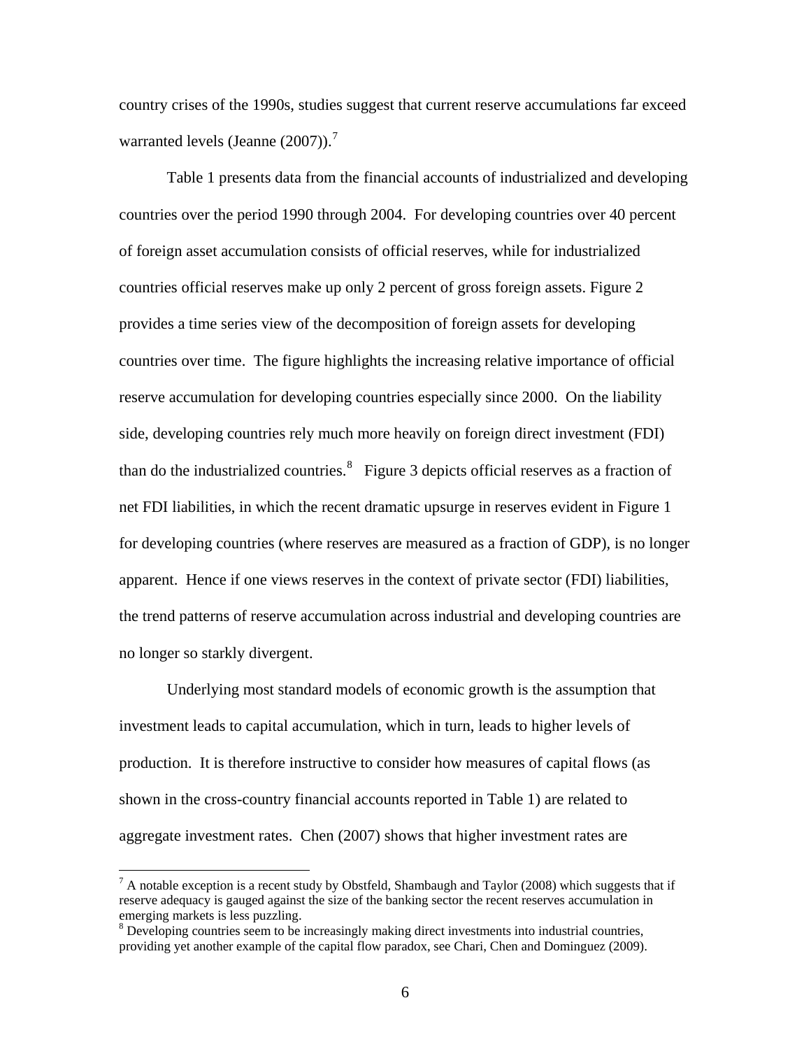country crises of the 1990s, studies suggest that current reserve accumulations far exceed warranted levels (Jeanne (2007)).[7]

Table 1 presents data from the financial accounts of industrialized and developing countries over the period 1990 through 2004. For developing countries over 40 percent of foreign asset accumulation consists of official reserves, while for industrialized countries official reserves make up only 2 percent of gross foreign assets. Figure 2 provides a time series view of the decomposition of foreign assets for developing countries over time. The figure highlights the increasing relative importance of official reserve accumulation for developing countries especially since 2000. On the liability side, developing countries rely much more heavily on foreign direct investment (FDI) than do the industrialized countries.[8] Figure 3 depicts official reserves as a fraction of net FDI liabilities, in which the recent dramatic upsurge in reserves evident in Figure 1 for developing countries (where reserves are measured as a fraction of GDP), is no longer apparent. Hence if one views reserves in the context of private sector (FDI) liabilities, the trend patterns of reserve accumulation across industrial and developing countries are no longer so starkly divergent.

Underlying most standard models of economic growth is the assumption that investment leads to capital accumulation, which in turn, leads to higher levels of production. It is therefore instructive to consider how measures of capital flows (as shown in the cross-country financial accounts reported in Table 1) are related to aggregate investment rates. Chen (2007) shows that higher investment rates are

[7] A notable exception is a recent study by Obstfeld, Shambaugh and Taylor (2008) which suggests that if reserve adequacy is gauged against the size of the banking sector the recent reserves accumulation in emerging markets is less puzzling.

[8] Developing countries seem to be increasingly making direct investments into industrial countries, providing yet another example of the capital flow paradox, see Chari, Chen and Dominguez (2009).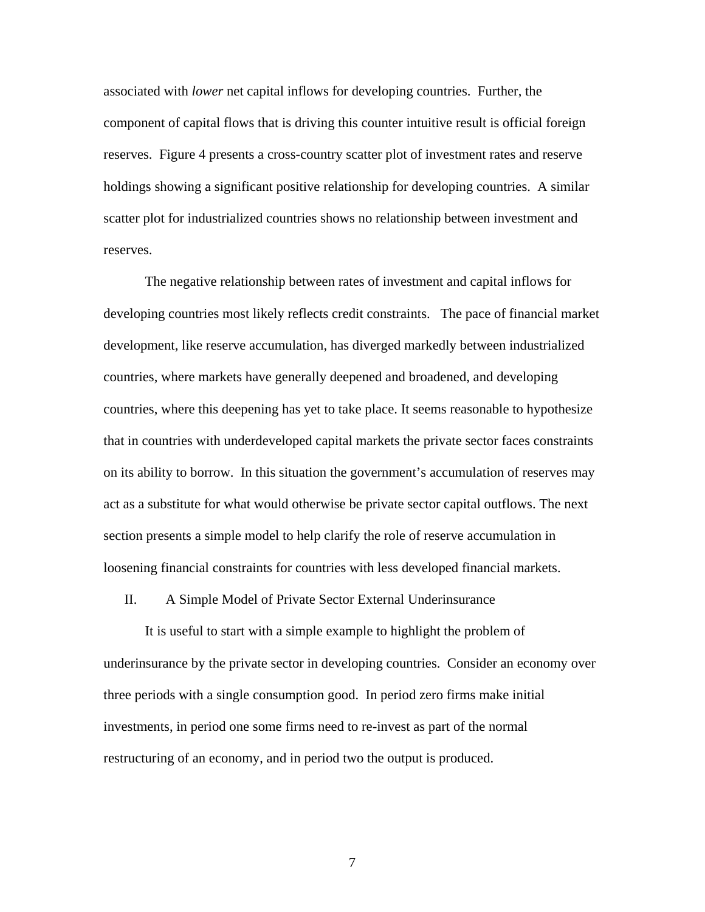associated with *lower* net capital inflows for developing countries. Further, the component of capital flows that is driving this counter intuitive result is official foreign reserves. Figure 4 presents a cross-country scatter plot of investment rates and reserve holdings showing a significant positive relationship for developing countries. A similar scatter plot for industrialized countries shows no relationship between investment and reserves.

The negative relationship between rates of investment and capital inflows for developing countries most likely reflects credit constraints. The pace of financial market development, like reserve accumulation, has diverged markedly between industrialized countries, where markets have generally deepened and broadened, and developing countries, where this deepening has yet to take place. It seems reasonable to hypothesize that in countries with underdeveloped capital markets the private sector faces constraints on its ability to borrow. In this situation the government's accumulation of reserves may act as a substitute for what would otherwise be private sector capital outflows. The next section presents a simple model to help clarify the role of reserve accumulation in loosening financial constraints for countries with less developed financial markets.

## II. A Simple Model of Private Sector External Underinsurance

It is useful to start with a simple example to highlight the problem of underinsurance by the private sector in developing countries. Consider an economy over three periods with a single consumption good. In period zero firms make initial investments, in period one some firms need to re-invest as part of the normal restructuring of an economy, and in period two the output is produced.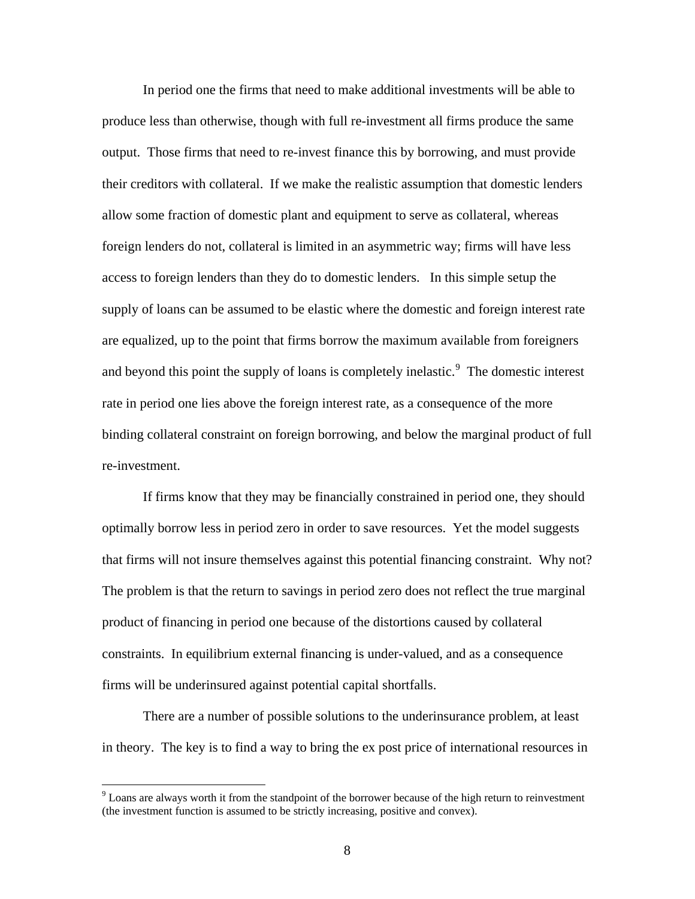In period one the firms that need to make additional investments will be able to produce less than otherwise, though with full re-investment all firms produce the same output. Those firms that need to re-invest finance this by borrowing, and must provide their creditors with collateral. If we make the realistic assumption that domestic lenders allow some fraction of domestic plant and equipment to serve as collateral, whereas foreign lenders do not, collateral is limited in an asymmetric way; firms will have less access to foreign lenders than they do to domestic lenders. In this simple setup the supply of loans can be assumed to be elastic where the domestic and foreign interest rate are equalized, up to the point that firms borrow the maximum available from foreigners and beyond this point the supply of loans is completely inelastic.[9] The domestic interest rate in period one lies above the foreign interest rate, as a consequence of the more binding collateral constraint on foreign borrowing, and below the marginal product of full re-investment.

If firms know that they may be financially constrained in period one, they should optimally borrow less in period zero in order to save resources. Yet the model suggests that firms will not insure themselves against this potential financing constraint. Why not? The problem is that the return to savings in period zero does not reflect the true marginal product of financing in period one because of the distortions caused by collateral constraints. In equilibrium external financing is under-valued, and as a consequence firms will be underinsured against potential capital shortfalls.

There are a number of possible solutions to the underinsurance problem, at least in theory. The key is to find a way to bring the ex post price of international resources in

[9] Loans are always worth it from the standpoint of the borrower because of the high return to reinvestment (the investment function is assumed to be strictly increasing, positive and convex).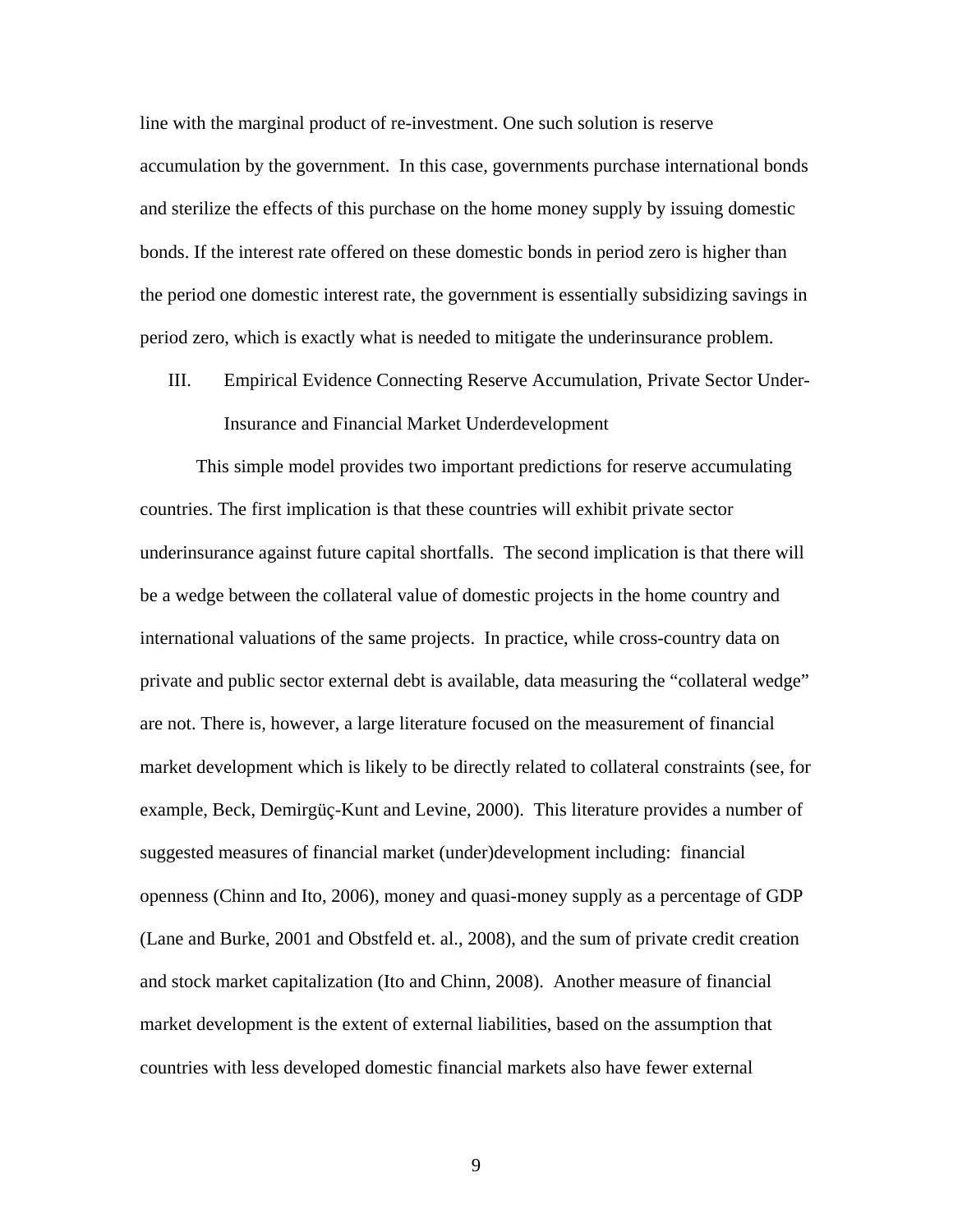line with the marginal product of re-investment. One such solution is reserve accumulation by the government. In this case, governments purchase international bonds and sterilize the effects of this purchase on the home money supply by issuing domestic bonds. If the interest rate offered on these domestic bonds in period zero is higher than the period one domestic interest rate, the government is essentially subsidizing savings in period zero, which is exactly what is needed to mitigate the underinsurance problem.

## III. Empirical Evidence Connecting Reserve Accumulation, Private Sector Under-Insurance and Financial Market Underdevelopment

This simple model provides two important predictions for reserve accumulating countries. The first implication is that these countries will exhibit private sector underinsurance against future capital shortfalls. The second implication is that there will be a wedge between the collateral value of domestic projects in the home country and international valuations of the same projects. In practice, while cross-country data on private and public sector external debt is available, data measuring the "collateral wedge" are not. There is, however, a large literature focused on the measurement of financial market development which is likely to be directly related to collateral constraints (see, for example, Beck, Demirgüç-Kunt and Levine, 2000). This literature provides a number of suggested measures of financial market (under)development including: financial openness (Chinn and Ito, 2006), money and quasi-money supply as a percentage of GDP (Lane and Burke, 2001 and Obstfeld et. al., 2008), and the sum of private credit creation and stock market capitalization (Ito and Chinn, 2008). Another measure of financial market development is the extent of external liabilities, based on the assumption that countries with less developed domestic financial markets also have fewer external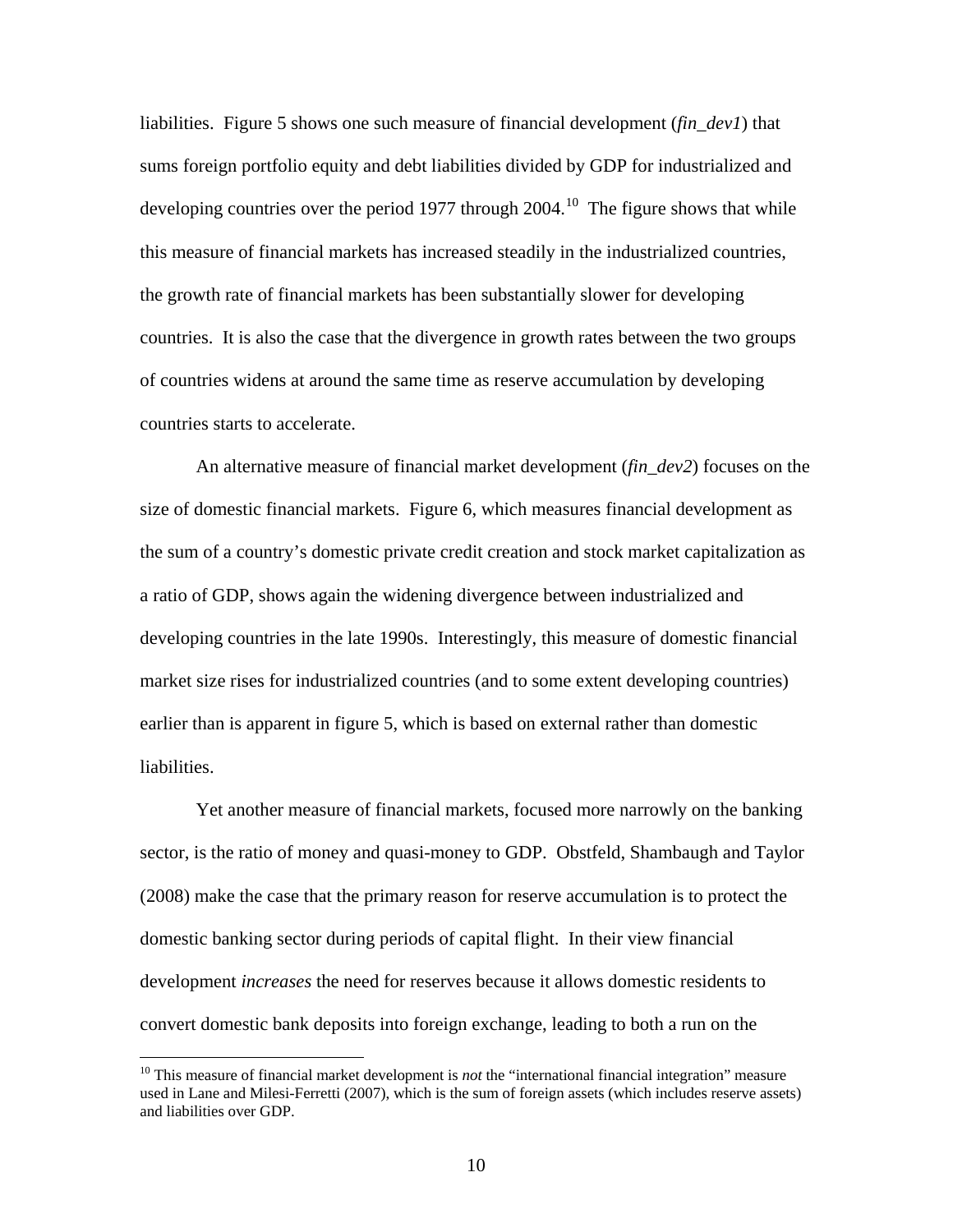liabilities. Figure 5 shows one such measure of financial development (*fin_dev1*) that sums foreign portfolio equity and debt liabilities divided by GDP for industrialized and developing countries over the period 1977 through 2004.[10] The figure shows that while this measure of financial markets has increased steadily in the industrialized countries, the growth rate of financial markets has been substantially slower for developing countries. It is also the case that the divergence in growth rates between the two groups of countries widens at around the same time as reserve accumulation by developing countries starts to accelerate.

An alternative measure of financial market development (*fin_dev2*) focuses on the size of domestic financial markets. Figure 6, which measures financial development as the sum of a country's domestic private credit creation and stock market capitalization as a ratio of GDP, shows again the widening divergence between industrialized and developing countries in the late 1990s. Interestingly, this measure of domestic financial market size rises for industrialized countries (and to some extent developing countries) earlier than is apparent in figure 5, which is based on external rather than domestic liabilities.

Yet another measure of financial markets, focused more narrowly on the banking sector, is the ratio of money and quasi-money to GDP. Obstfeld, Shambaugh and Taylor (2008) make the case that the primary reason for reserve accumulation is to protect the domestic banking sector during periods of capital flight. In their view financial development *increases* the need for reserves because it allows domestic residents to convert domestic bank deposits into foreign exchange, leading to both a run on the

[10] This measure of financial market development is *not* the "international financial integration" measure used in Lane and Milesi-Ferretti (2007), which is the sum of foreign assets (which includes reserve assets) and liabilities over GDP.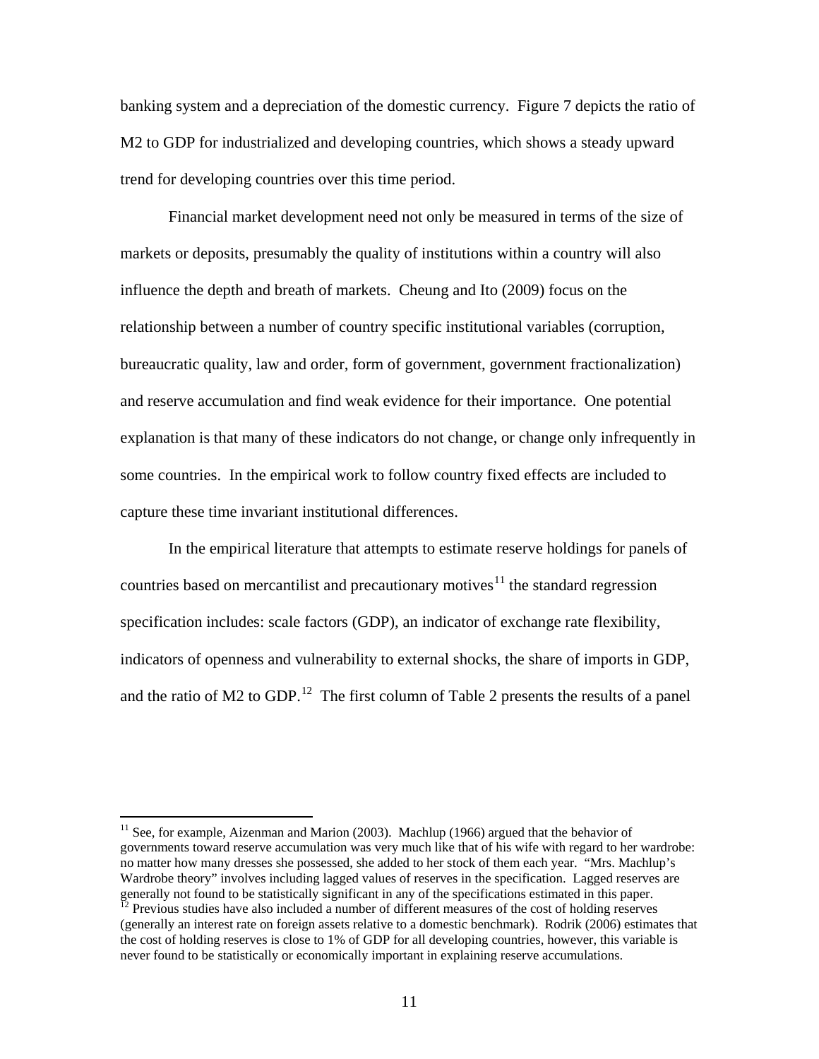banking system and a depreciation of the domestic currency. Figure 7 depicts the ratio of M2 to GDP for industrialized and developing countries, which shows a steady upward trend for developing countries over this time period.

Financial market development need not only be measured in terms of the size of markets or deposits, presumably the quality of institutions within a country will also influence the depth and breath of markets. Cheung and Ito (2009) focus on the relationship between a number of country specific institutional variables (corruption, bureaucratic quality, law and order, form of government, government fractionalization) and reserve accumulation and find weak evidence for their importance. One potential explanation is that many of these indicators do not change, or change only infrequently in some countries. In the empirical work to follow country fixed effects are included to capture these time invariant institutional differences.

In the empirical literature that attempts to estimate reserve holdings for panels of countries based on mercantilist and precautionary motives[11] the standard regression specification includes: scale factors (GDP), an indicator of exchange rate flexibility, indicators of openness and vulnerability to external shocks, the share of imports in GDP, and the ratio of M2 to GDP.[12] The first column of Table 2 presents the results of a panel

[11] See, for example, Aizenman and Marion (2003). Machlup (1966) argued that the behavior of governments toward reserve accumulation was very much like that of his wife with regard to her wardrobe: no matter how many dresses she possessed, she added to her stock of them each year. "Mrs. Machlup's Wardrobe theory" involves including lagged values of reserves in the specification. Lagged reserves are generally not found to be statistically significant in any of the specifications estimated in this paper.

[12] Previous studies have also included a number of different measures of the cost of holding reserves (generally an interest rate on foreign assets relative to a domestic benchmark). Rodrik (2006) estimates that the cost of holding reserves is close to 1% of GDP for all developing countries, however, this variable is never found to be statistically or economically important in explaining reserve accumulations.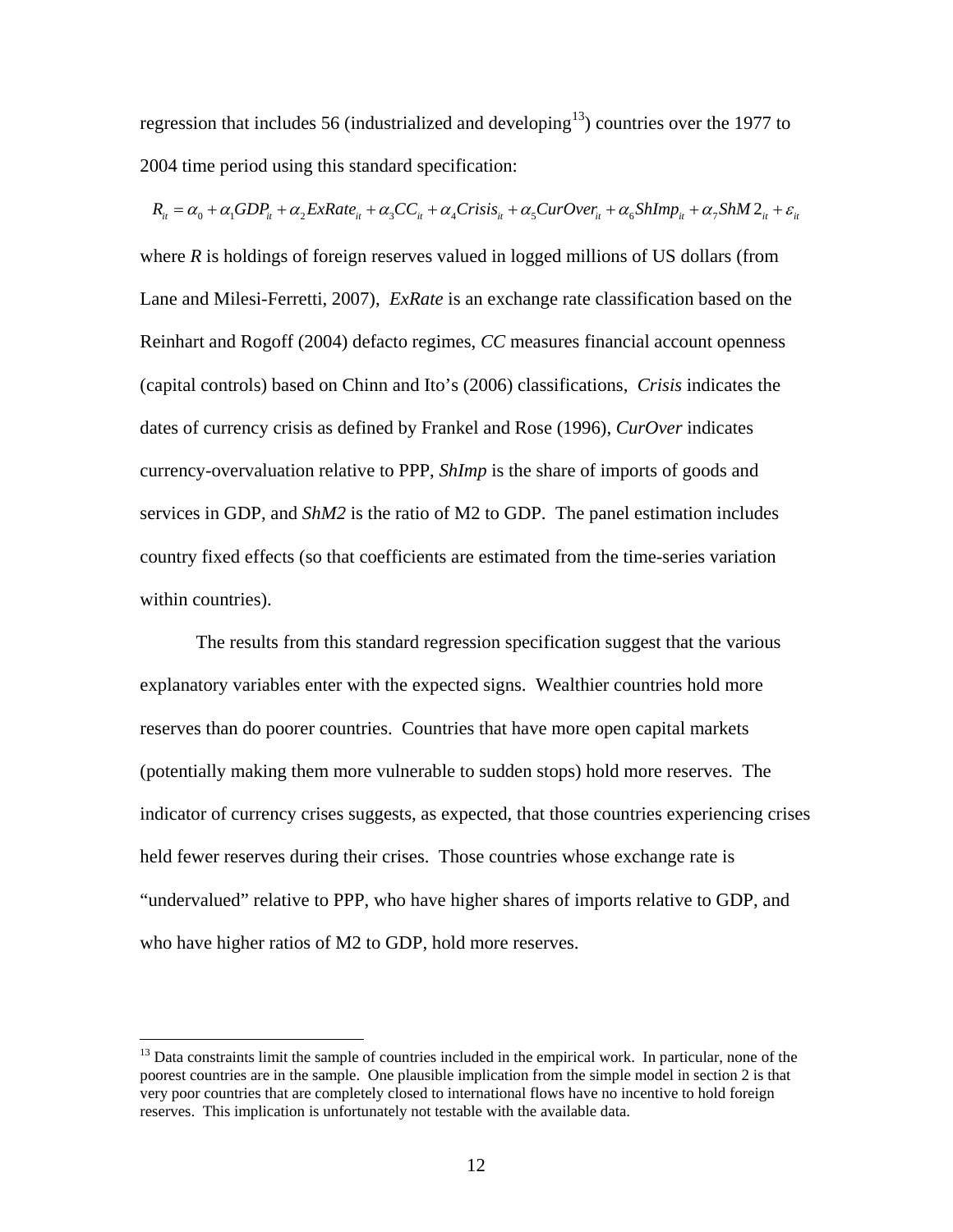regression that includes 56 (industrialized and developing[13]) countries over the 1977 to 2004 time period using this standard specification:

$$R_{it} = \alpha_0 + \alpha_1 GDP_{it} + \alpha_2 ExRate_{it} + \alpha_3 CC_{it} + \alpha_4 Crisis_{it} + \alpha_5 CurOver_{it} + \alpha_6 ShImp_{it} + \alpha_7 ShM2_{it} + \varepsilon_{it}$$

where *R* is holdings of foreign reserves valued in logged millions of US dollars (from Lane and Milesi-Ferretti, 2007), *ExRate* is an exchange rate classification based on the Reinhart and Rogoff (2004) defacto regimes, *CC* measures financial account openness (capital controls) based on Chinn and Ito's (2006) classifications, *Crisis* indicates the dates of currency crisis as defined by Frankel and Rose (1996), *CurOver* indicates currency-overvaluation relative to PPP, *ShImp* is the share of imports of goods and services in GDP, and *ShM2* is the ratio of M2 to GDP. The panel estimation includes country fixed effects (so that coefficients are estimated from the time-series variation within countries).

The results from this standard regression specification suggest that the various explanatory variables enter with the expected signs. Wealthier countries hold more reserves than do poorer countries. Countries that have more open capital markets (potentially making them more vulnerable to sudden stops) hold more reserves. The indicator of currency crises suggests, as expected, that those countries experiencing crises held fewer reserves during their crises. Those countries whose exchange rate is "undervalued" relative to PPP, who have higher shares of imports relative to GDP, and who have higher ratios of M2 to GDP, hold more reserves.

[13] Data constraints limit the sample of countries included in the empirical work. In particular, none of the poorest countries are in the sample. One plausible implication from the simple model in section 2 is that very poor countries that are completely closed to international flows have no incentive to hold foreign reserves. This implication is unfortunately not testable with the available data.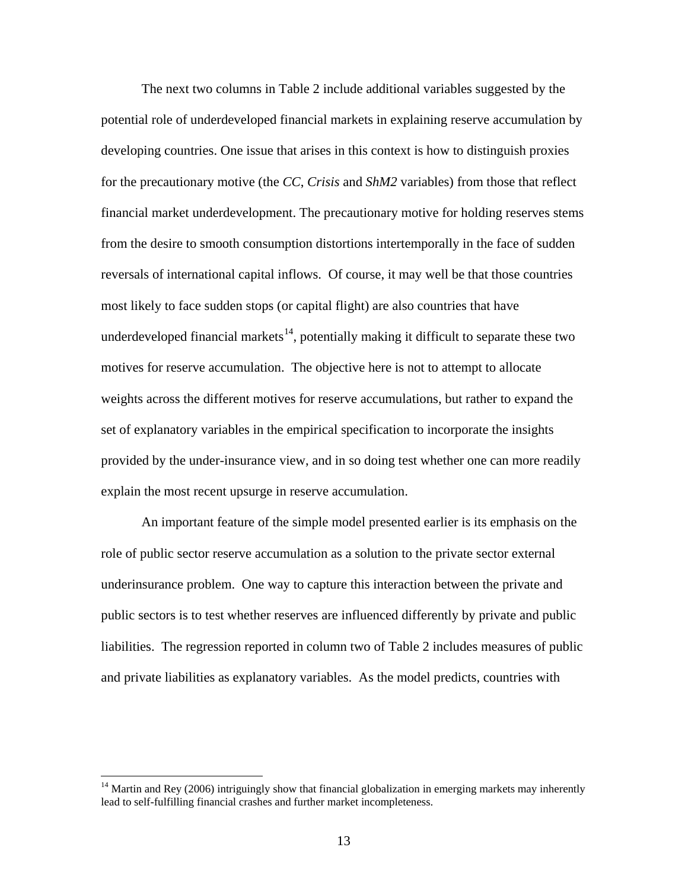The next two columns in Table 2 include additional variables suggested by the potential role of underdeveloped financial markets in explaining reserve accumulation by developing countries. One issue that arises in this context is how to distinguish proxies for the precautionary motive (the *CC*, *Crisis* and *ShM2* variables) from those that reflect financial market underdevelopment. The precautionary motive for holding reserves stems from the desire to smooth consumption distortions intertemporally in the face of sudden reversals of international capital inflows. Of course, it may well be that those countries most likely to face sudden stops (or capital flight) are also countries that have underdeveloped financial markets[14], potentially making it difficult to separate these two motives for reserve accumulation. The objective here is not to attempt to allocate weights across the different motives for reserve accumulations, but rather to expand the set of explanatory variables in the empirical specification to incorporate the insights provided by the under-insurance view, and in so doing test whether one can more readily explain the most recent upsurge in reserve accumulation.

An important feature of the simple model presented earlier is its emphasis on the role of public sector reserve accumulation as a solution to the private sector external underinsurance problem. One way to capture this interaction between the private and public sectors is to test whether reserves are influenced differently by private and public liabilities. The regression reported in column two of Table 2 includes measures of public and private liabilities as explanatory variables. As the model predicts, countries with

---

[14] Martin and Rey (2006) intriguingly show that financial globalization in emerging markets may inherently lead to self-fulfilling financial crashes and further market incompleteness.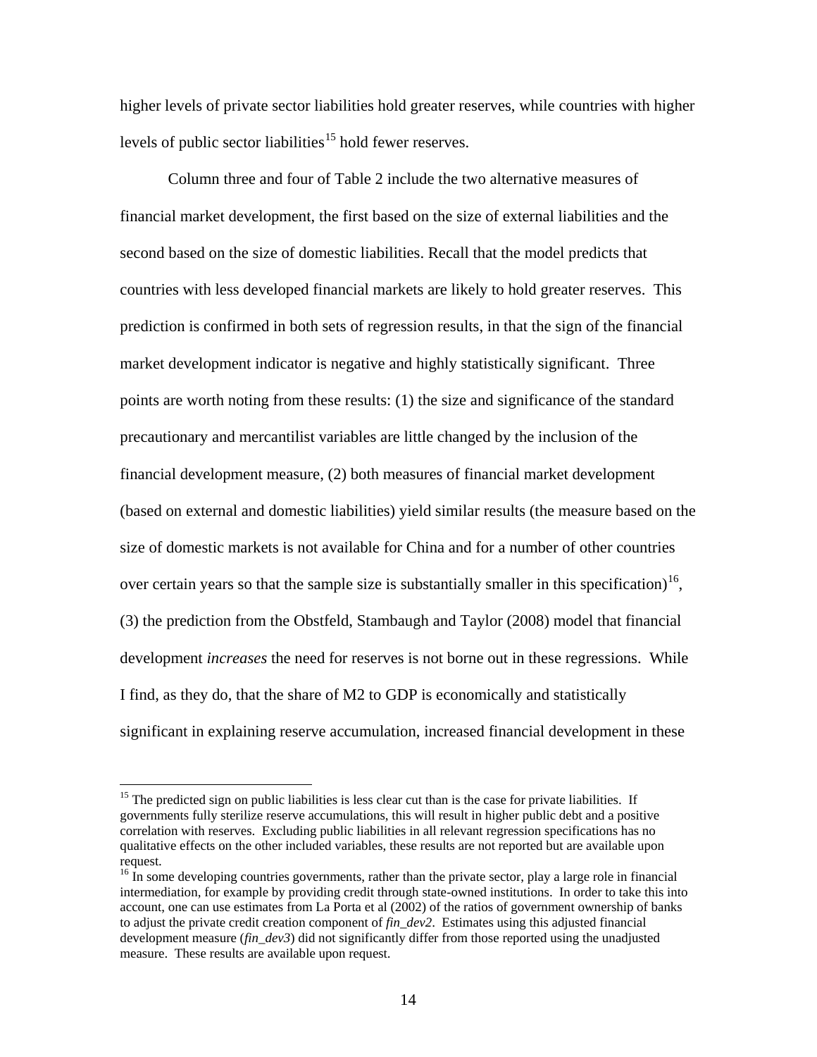higher levels of private sector liabilities hold greater reserves, while countries with higher levels of public sector liabilities[15] hold fewer reserves.

Column three and four of Table 2 include the two alternative measures of financial market development, the first based on the size of external liabilities and the second based on the size of domestic liabilities. Recall that the model predicts that countries with less developed financial markets are likely to hold greater reserves. This prediction is confirmed in both sets of regression results, in that the sign of the financial market development indicator is negative and highly statistically significant. Three points are worth noting from these results: (1) the size and significance of the standard precautionary and mercantilist variables are little changed by the inclusion of the financial development measure, (2) both measures of financial market development (based on external and domestic liabilities) yield similar results (the measure based on the size of domestic markets is not available for China and for a number of other countries over certain years so that the sample size is substantially smaller in this specification)[16], (3) the prediction from the Obstfeld, Stambaugh and Taylor (2008) model that financial development *increases* the need for reserves is not borne out in these regressions. While I find, as they do, that the share of M2 to GDP is economically and statistically significant in explaining reserve accumulation, increased financial development in these

---

[15] The predicted sign on public liabilities is less clear cut than is the case for private liabilities. If governments fully sterilize reserve accumulations, this will result in higher public debt and a positive correlation with reserves. Excluding public liabilities in all relevant regression specifications has no qualitative effects on the other included variables, these results are not reported but are available upon request.

[16] In some developing countries governments, rather than the private sector, play a large role in financial intermediation, for example by providing credit through state-owned institutions. In order to take this into account, one can use estimates from La Porta et al (2002) of the ratios of government ownership of banks to adjust the private credit creation component of *fin_dev2*. Estimates using this adjusted financial development measure (*fin_dev3*) did not significantly differ from those reported using the unadjusted measure. These results are available upon request.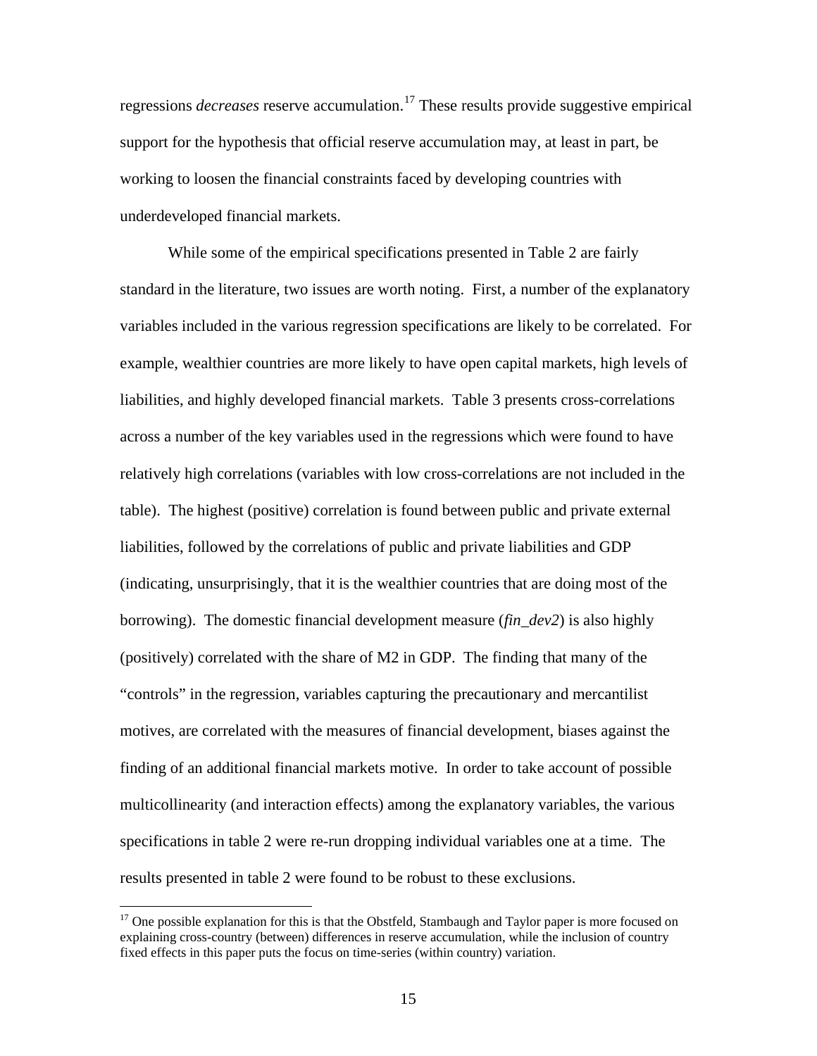regressions *decreases* reserve accumulation.[17] These results provide suggestive empirical support for the hypothesis that official reserve accumulation may, at least in part, be working to loosen the financial constraints faced by developing countries with underdeveloped financial markets.

While some of the empirical specifications presented in Table 2 are fairly standard in the literature, two issues are worth noting. First, a number of the explanatory variables included in the various regression specifications are likely to be correlated. For example, wealthier countries are more likely to have open capital markets, high levels of liabilities, and highly developed financial markets. Table 3 presents cross-correlations across a number of the key variables used in the regressions which were found to have relatively high correlations (variables with low cross-correlations are not included in the table). The highest (positive) correlation is found between public and private external liabilities, followed by the correlations of public and private liabilities and GDP (indicating, unsurprisingly, that it is the wealthier countries that are doing most of the borrowing). The domestic financial development measure (*fin_dev2*) is also highly (positively) correlated with the share of M2 in GDP. The finding that many of the "controls" in the regression, variables capturing the precautionary and mercantilist motives, are correlated with the measures of financial development, biases against the finding of an additional financial markets motive. In order to take account of possible multicollinearity (and interaction effects) among the explanatory variables, the various specifications in table 2 were re-run dropping individual variables one at a time. The results presented in table 2 were found to be robust to these exclusions.

[17] One possible explanation for this is that the Obstfeld, Stambaugh and Taylor paper is more focused on explaining cross-country (between) differences in reserve accumulation, while the inclusion of country fixed effects in this paper puts the focus on time-series (within country) variation.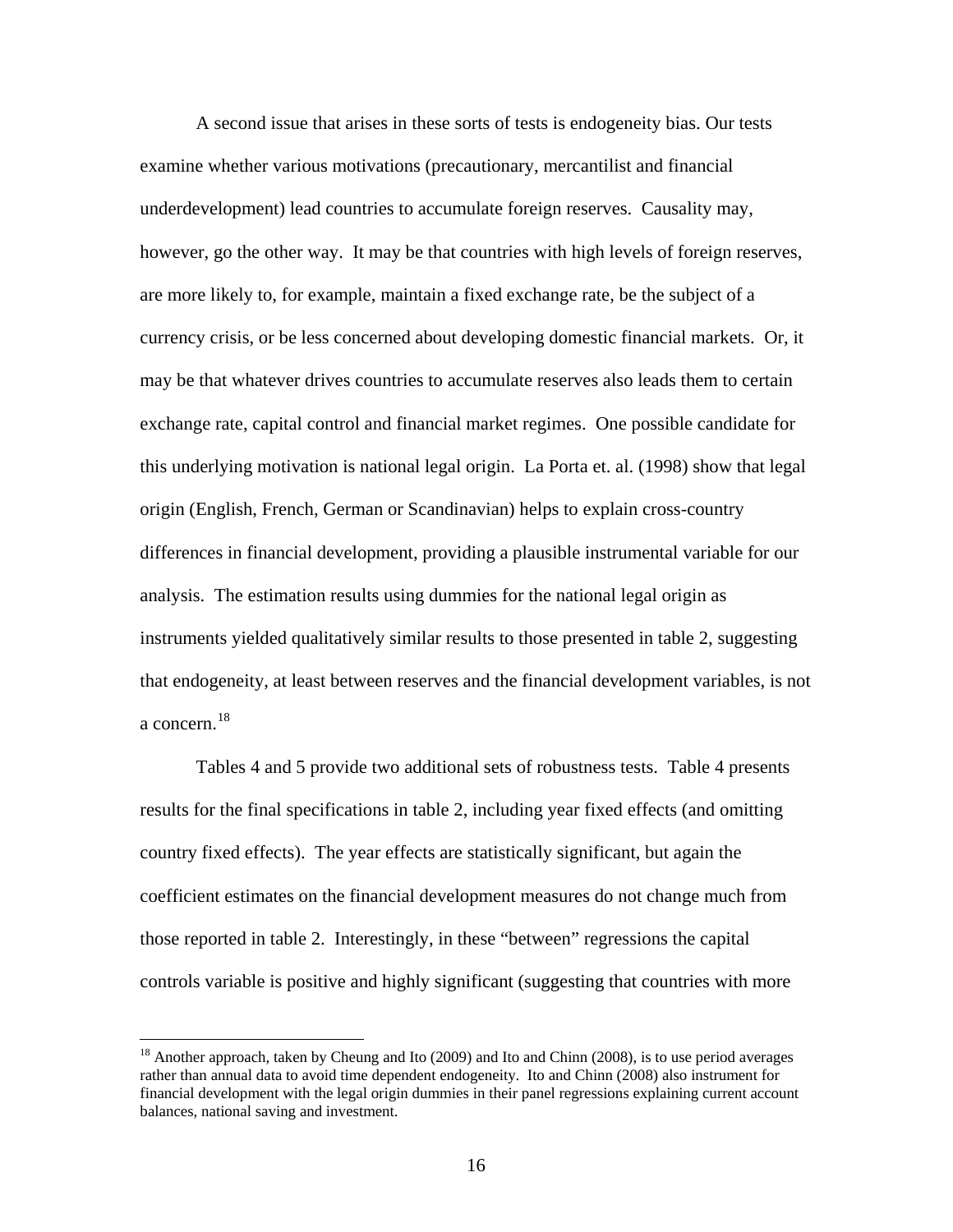A second issue that arises in these sorts of tests is endogeneity bias. Our tests examine whether various motivations (precautionary, mercantilist and financial underdevelopment) lead countries to accumulate foreign reserves. Causality may, however, go the other way. It may be that countries with high levels of foreign reserves, are more likely to, for example, maintain a fixed exchange rate, be the subject of a currency crisis, or be less concerned about developing domestic financial markets. Or, it may be that whatever drives countries to accumulate reserves also leads them to certain exchange rate, capital control and financial market regimes. One possible candidate for this underlying motivation is national legal origin. La Porta et. al. (1998) show that legal origin (English, French, German or Scandinavian) helps to explain cross-country differences in financial development, providing a plausible instrumental variable for our analysis. The estimation results using dummies for the national legal origin as instruments yielded qualitatively similar results to those presented in table 2, suggesting that endogeneity, at least between reserves and the financial development variables, is not a concern.[18]

Tables 4 and 5 provide two additional sets of robustness tests. Table 4 presents results for the final specifications in table 2, including year fixed effects (and omitting country fixed effects). The year effects are statistically significant, but again the coefficient estimates on the financial development measures do not change much from those reported in table 2. Interestingly, in these "between" regressions the capital controls variable is positive and highly significant (suggesting that countries with more

---

[18] Another approach, taken by Cheung and Ito (2009) and Ito and Chinn (2008), is to use period averages rather than annual data to avoid time dependent endogeneity. Ito and Chinn (2008) also instrument for financial development with the legal origin dummies in their panel regressions explaining current account balances, national saving and investment.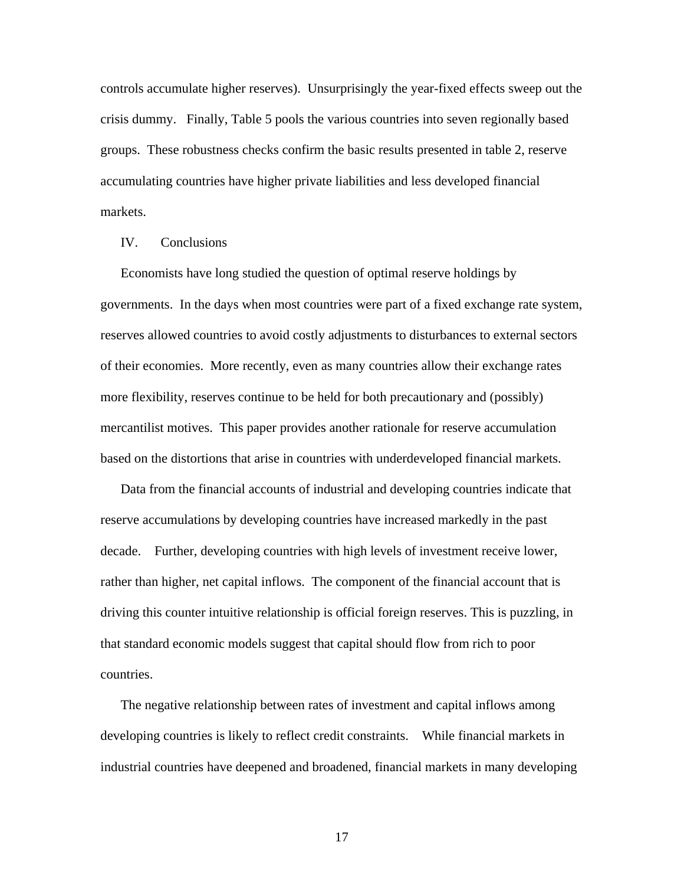controls accumulate higher reserves). Unsurprisingly the year-fixed effects sweep out the crisis dummy. Finally, Table 5 pools the various countries into seven regionally based groups. These robustness checks confirm the basic results presented in table 2, reserve accumulating countries have higher private liabilities and less developed financial markets.

## IV. Conclusions

Economists have long studied the question of optimal reserve holdings by governments. In the days when most countries were part of a fixed exchange rate system, reserves allowed countries to avoid costly adjustments to disturbances to external sectors of their economies. More recently, even as many countries allow their exchange rates more flexibility, reserves continue to be held for both precautionary and (possibly) mercantilist motives. This paper provides another rationale for reserve accumulation based on the distortions that arise in countries with underdeveloped financial markets.

Data from the financial accounts of industrial and developing countries indicate that reserve accumulations by developing countries have increased markedly in the past decade. Further, developing countries with high levels of investment receive lower, rather than higher, net capital inflows. The component of the financial account that is driving this counter intuitive relationship is official foreign reserves. This is puzzling, in that standard economic models suggest that capital should flow from rich to poor countries.

The negative relationship between rates of investment and capital inflows among developing countries is likely to reflect credit constraints. While financial markets in industrial countries have deepened and broadened, financial markets in many developing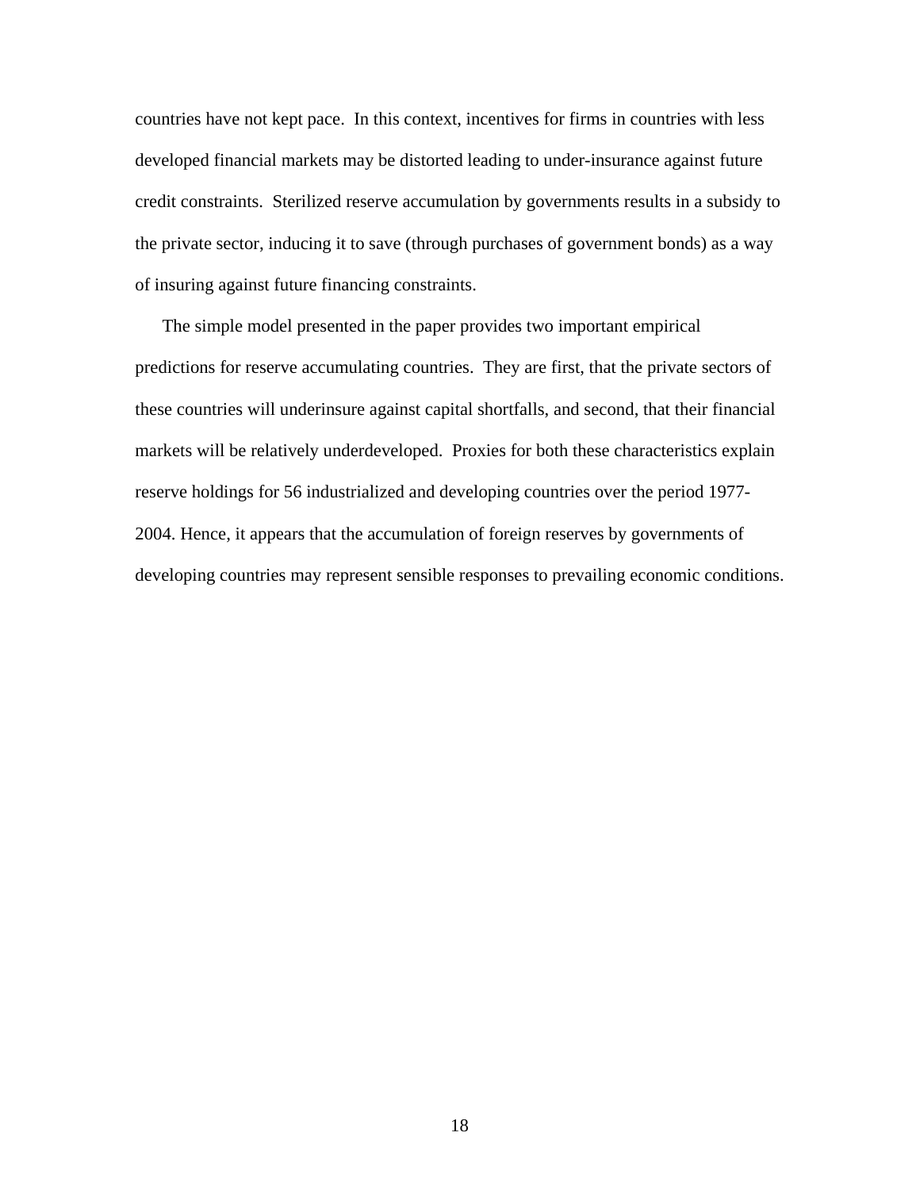countries have not kept pace. In this context, incentives for firms in countries with less developed financial markets may be distorted leading to under-insurance against future credit constraints. Sterilized reserve accumulation by governments results in a subsidy to the private sector, inducing it to save (through purchases of government bonds) as a way of insuring against future financing constraints.

The simple model presented in the paper provides two important empirical predictions for reserve accumulating countries. They are first, that the private sectors of these countries will underinsure against capital shortfalls, and second, that their financial markets will be relatively underdeveloped. Proxies for both these characteristics explain reserve holdings for 56 industrialized and developing countries over the period 1977-2004. Hence, it appears that the accumulation of foreign reserves by governments of developing countries may represent sensible responses to prevailing economic conditions.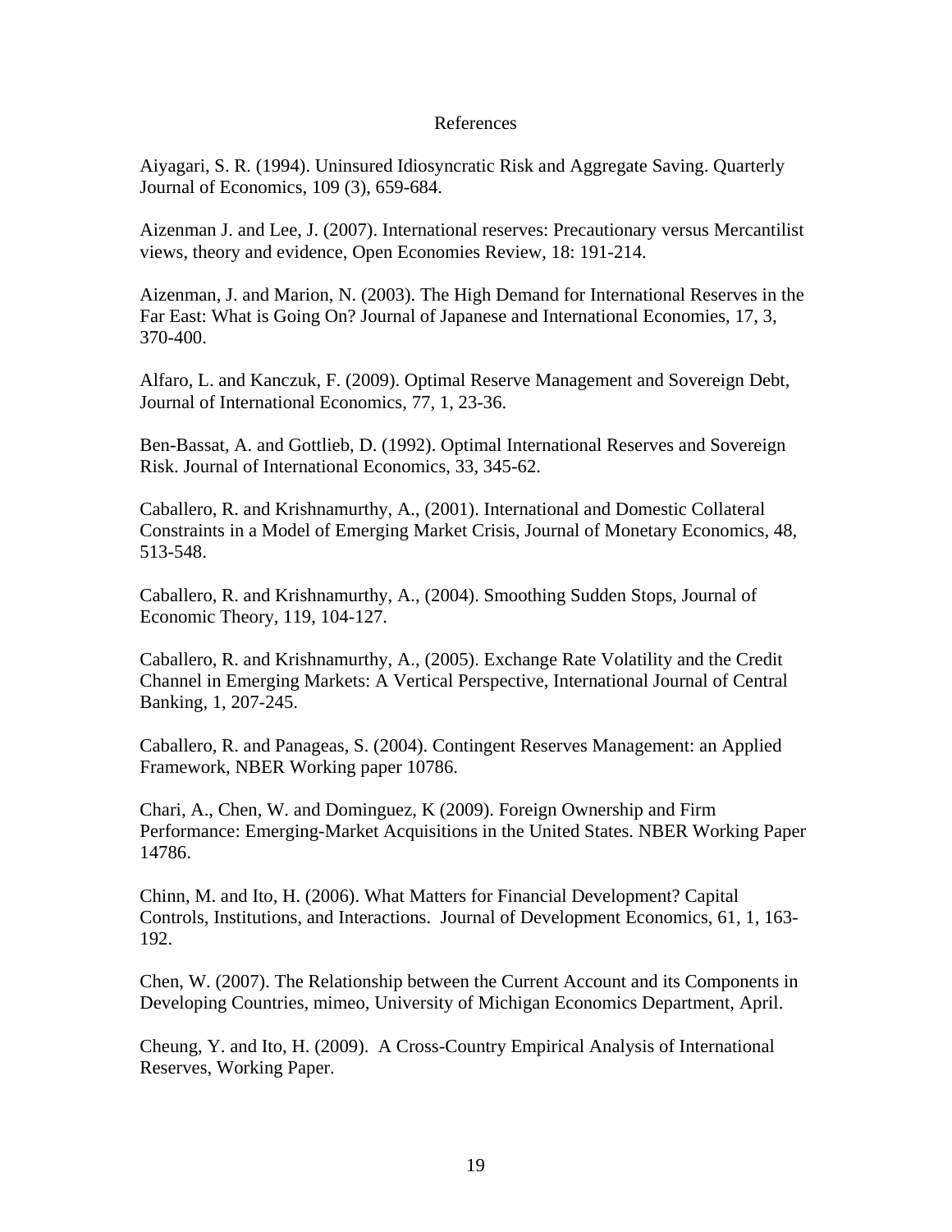# References

Aiyagari, S. R. (1994). Uninsured Idiosyncratic Risk and Aggregate Saving. Quarterly Journal of Economics, 109 (3), 659-684.

Aizenman J. and Lee, J. (2007). International reserves: Precautionary versus Mercantilist views, theory and evidence, Open Economies Review, 18: 191-214.

Aizenman, J. and Marion, N. (2003). The High Demand for International Reserves in the Far East: What is Going On? Journal of Japanese and International Economies, 17, 3, 370-400.

Alfaro, L. and Kanczuk, F. (2009). Optimal Reserve Management and Sovereign Debt, Journal of International Economics, 77, 1, 23-36.

Ben-Bassat, A. and Gottlieb, D. (1992). Optimal International Reserves and Sovereign Risk. Journal of International Economics, 33, 345-62.

Caballero, R. and Krishnamurthy, A., (2001). International and Domestic Collateral Constraints in a Model of Emerging Market Crisis, Journal of Monetary Economics, 48, 513-548.

Caballero, R. and Krishnamurthy, A., (2004). Smoothing Sudden Stops, Journal of Economic Theory, 119, 104-127.

Caballero, R. and Krishnamurthy, A., (2005). Exchange Rate Volatility and the Credit Channel in Emerging Markets: A Vertical Perspective, International Journal of Central Banking, 1, 207-245.

Caballero, R. and Panageas, S. (2004). Contingent Reserves Management: an Applied Framework, NBER Working paper 10786.

Chari, A., Chen, W. and Dominguez, K (2009). Foreign Ownership and Firm Performance: Emerging-Market Acquisitions in the United States. NBER Working Paper 14786.

Chinn, M. and Ito, H. (2006). What Matters for Financial Development? Capital Controls, Institutions, and Interactions. Journal of Development Economics, 61, 1, 163-192.

Chen, W. (2007). The Relationship between the Current Account and its Components in Developing Countries, mimeo, University of Michigan Economics Department, April.

Cheung, Y. and Ito, H. (2009). A Cross-Country Empirical Analysis of International Reserves, Working Paper.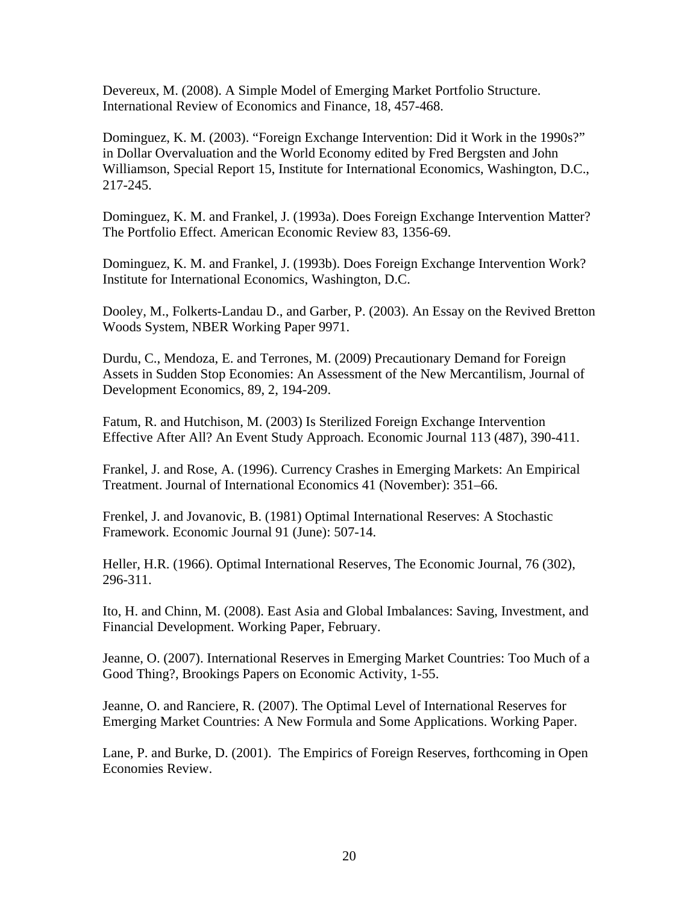Devereux, M. (2008). A Simple Model of Emerging Market Portfolio Structure. International Review of Economics and Finance, 18, 457-468.

Dominguez, K. M. (2003). "Foreign Exchange Intervention: Did it Work in the 1990s?" in Dollar Overvaluation and the World Economy edited by Fred Bergsten and John Williamson, Special Report 15, Institute for International Economics, Washington, D.C., 217-245.

Dominguez, K. M. and Frankel, J. (1993a). Does Foreign Exchange Intervention Matter? The Portfolio Effect. American Economic Review 83, 1356-69.

Dominguez, K. M. and Frankel, J. (1993b). Does Foreign Exchange Intervention Work? Institute for International Economics, Washington, D.C.

Dooley, M., Folkerts-Landau D., and Garber, P. (2003). An Essay on the Revived Bretton Woods System, NBER Working Paper 9971.

Durdu, C., Mendoza, E. and Terrones, M. (2009) Precautionary Demand for Foreign Assets in Sudden Stop Economies: An Assessment of the New Mercantilism, Journal of Development Economics, 89, 2, 194-209.

Fatum, R. and Hutchison, M. (2003) Is Sterilized Foreign Exchange Intervention Effective After All? An Event Study Approach. Economic Journal 113 (487), 390-411.

Frankel, J. and Rose, A. (1996). Currency Crashes in Emerging Markets: An Empirical Treatment. Journal of International Economics 41 (November): 351–66.

Frenkel, J. and Jovanovic, B. (1981) Optimal International Reserves: A Stochastic Framework. Economic Journal 91 (June): 507-14.

Heller, H.R. (1966). Optimal International Reserves, The Economic Journal, 76 (302), 296-311.

Ito, H. and Chinn, M. (2008). East Asia and Global Imbalances: Saving, Investment, and Financial Development. Working Paper, February.

Jeanne, O. (2007). International Reserves in Emerging Market Countries: Too Much of a Good Thing?, Brookings Papers on Economic Activity, 1-55.

Jeanne, O. and Ranciere, R. (2007). The Optimal Level of International Reserves for Emerging Market Countries: A New Formula and Some Applications. Working Paper.

Lane, P. and Burke, D. (2001). The Empirics of Foreign Reserves, forthcoming in Open Economies Review.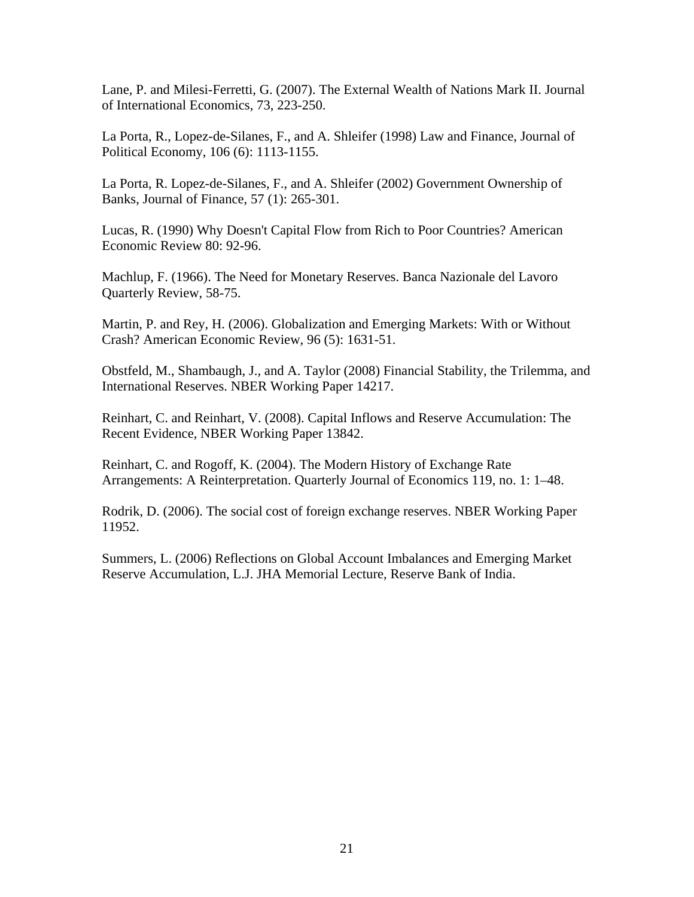Lane, P. and Milesi-Ferretti, G. (2007). The External Wealth of Nations Mark II. Journal of International Economics, 73, 223-250.

La Porta, R., Lopez-de-Silanes, F., and A. Shleifer (1998) Law and Finance, Journal of Political Economy, 106 (6): 1113-1155.

La Porta, R. Lopez-de-Silanes, F., and A. Shleifer (2002) Government Ownership of Banks, Journal of Finance, 57 (1): 265-301.

Lucas, R. (1990) Why Doesn't Capital Flow from Rich to Poor Countries? American Economic Review 80: 92-96.

Machlup, F. (1966). The Need for Monetary Reserves. Banca Nazionale del Lavoro Quarterly Review, 58-75.

Martin, P. and Rey, H. (2006). Globalization and Emerging Markets: With or Without Crash? American Economic Review, 96 (5): 1631-51.

Obstfeld, M., Shambaugh, J., and A. Taylor (2008) Financial Stability, the Trilemma, and International Reserves. NBER Working Paper 14217.

Reinhart, C. and Reinhart, V. (2008). Capital Inflows and Reserve Accumulation: The Recent Evidence, NBER Working Paper 13842.

Reinhart, C. and Rogoff, K. (2004). The Modern History of Exchange Rate Arrangements: A Reinterpretation. Quarterly Journal of Economics 119, no. 1: 1–48.

Rodrik, D. (2006). The social cost of foreign exchange reserves. NBER Working Paper 11952.

Summers, L. (2006) Reflections on Global Account Imbalances and Emerging Market Reserve Accumulation, L.J. JHA Memorial Lecture, Reserve Bank of India.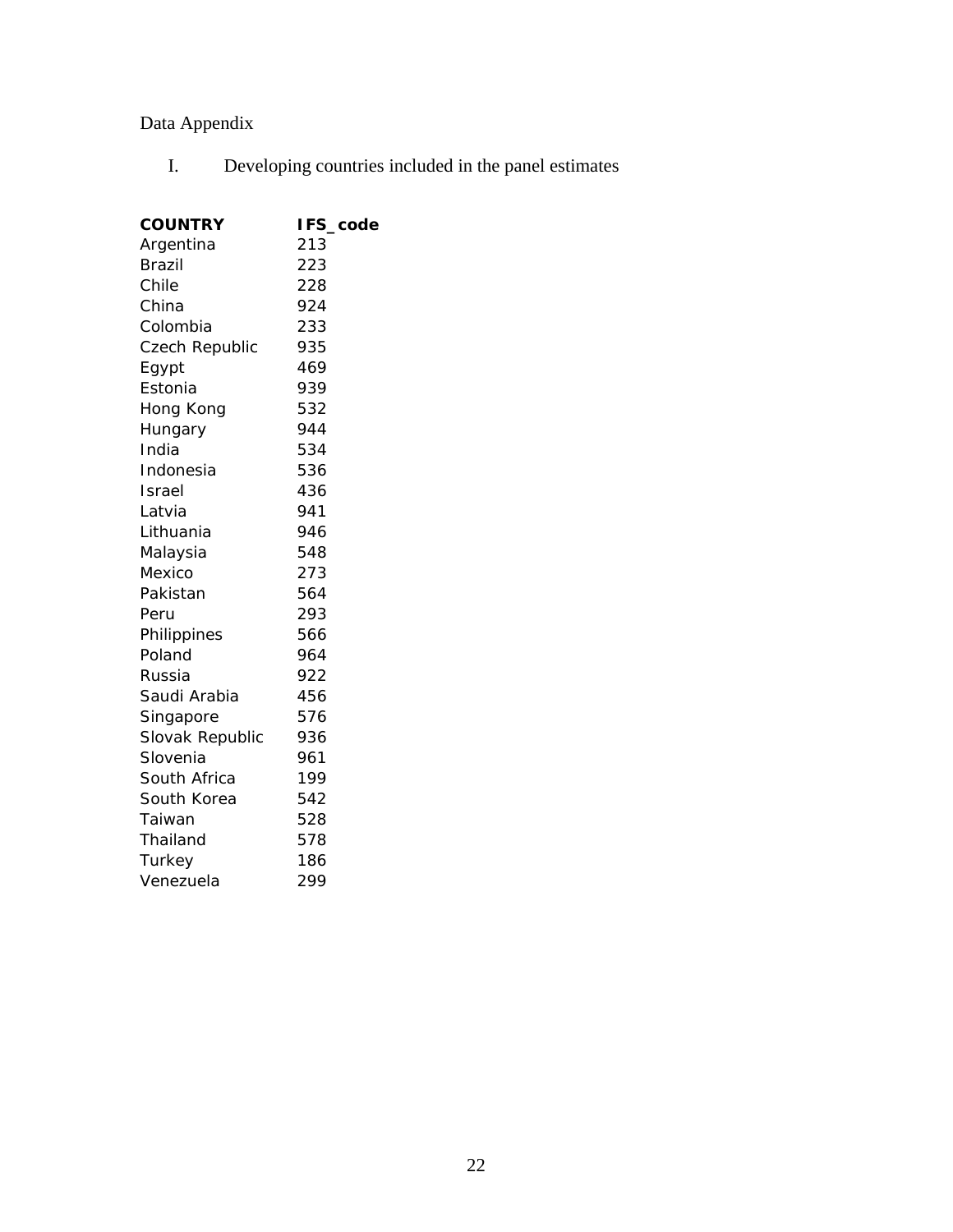Data Appendix

I. Developing countries included in the panel estimates

| COUNTRY | IFS_code |
|---|---|
| Argentina | 213 |
| Brazil | 223 |
| Chile | 228 |
| China | 924 |
| Colombia | 233 |
| Czech Republic | 935 |
| Egypt | 469 |
| Estonia | 939 |
| Hong Kong | 532 |
| Hungary | 944 |
| India | 534 |
| Indonesia | 536 |
| Israel | 436 |
| Latvia | 941 |
| Lithuania | 946 |
| Malaysia | 548 |
| Mexico | 273 |
| Pakistan | 564 |
| Peru | 293 |
| Philippines | 566 |
| Poland | 964 |
| Russia | 922 |
| Saudi Arabia | 456 |
| Singapore | 576 |
| Slovak Republic | 936 |
| Slovenia | 961 |
| South Africa | 199 |
| South Korea | 542 |
| Taiwan | 528 |
| Thailand | 578 |
| Turkey | 186 |
| Venezuela | 299 |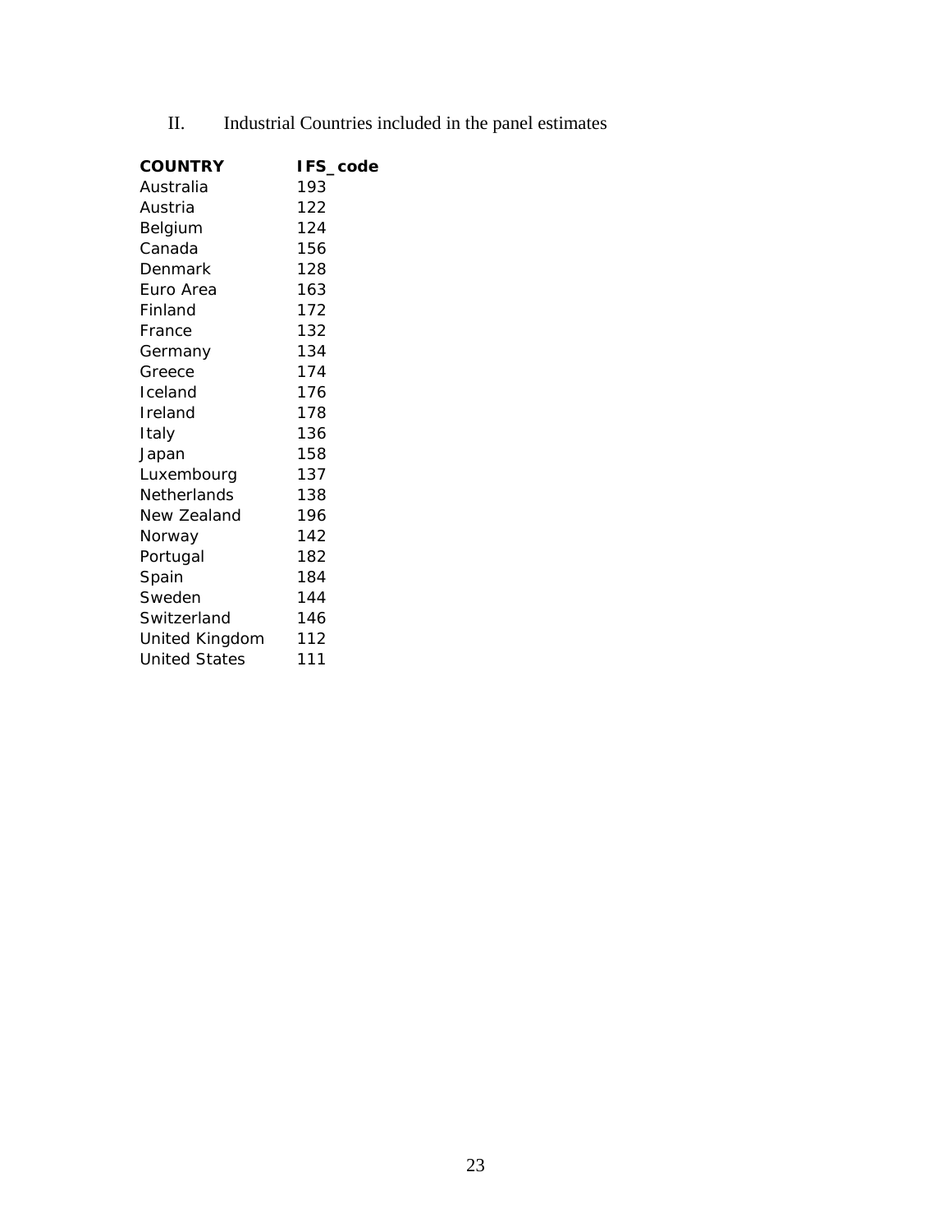II. Industrial Countries included in the panel estimates

| COUNTRY | IFS_code |
|---|---|
| Australia | 193 |
| Austria | 122 |
| Belgium | 124 |
| Canada | 156 |
| Denmark | 128 |
| Euro Area | 163 |
| Finland | 172 |
| France | 132 |
| Germany | 134 |
| Greece | 174 |
| Iceland | 176 |
| Ireland | 178 |
| Italy | 136 |
| Japan | 158 |
| Luxembourg | 137 |
| Netherlands | 138 |
| New Zealand | 196 |
| Norway | 142 |
| Portugal | 182 |
| Spain | 184 |
| Sweden | 144 |
| Switzerland | 146 |
| United Kingdom | 112 |
| United States | 111 |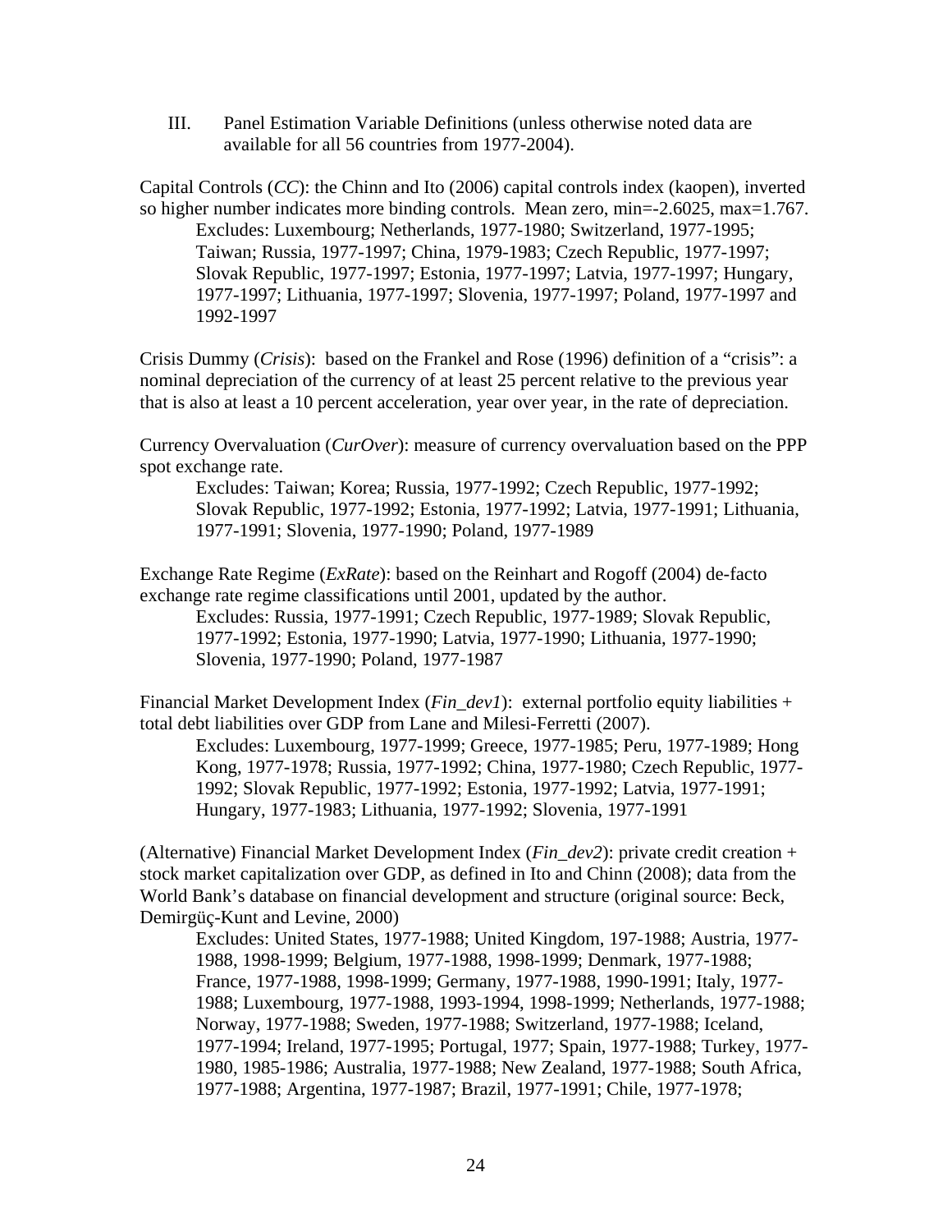III. Panel Estimation Variable Definitions (unless otherwise noted data are available for all 56 countries from 1977-2004).

Capital Controls (*CC*): the Chinn and Ito (2006) capital controls index (kaopen), inverted so higher number indicates more binding controls. Mean zero, min=-2.6025, max=1.767.

> Excludes: Luxembourg; Netherlands, 1977-1980; Switzerland, 1977-1995; Taiwan; Russia, 1977-1997; China, 1979-1983; Czech Republic, 1977-1997; Slovak Republic, 1977-1997; Estonia, 1977-1997; Latvia, 1977-1997; Hungary, 1977-1997; Lithuania, 1977-1997; Slovenia, 1977-1997; Poland, 1977-1997 and 1992-1997

Crisis Dummy (*Crisis*): based on the Frankel and Rose (1996) definition of a "crisis": a nominal depreciation of the currency of at least 25 percent relative to the previous year that is also at least a 10 percent acceleration, year over year, in the rate of depreciation.

Currency Overvaluation (*CurOver*): measure of currency overvaluation based on the PPP spot exchange rate.

> Excludes: Taiwan; Korea; Russia, 1977-1992; Czech Republic, 1977-1992; Slovak Republic, 1977-1992; Estonia, 1977-1992; Latvia, 1977-1991; Lithuania, 1977-1991; Slovenia, 1977-1990; Poland, 1977-1989

Exchange Rate Regime (*ExRate*): based on the Reinhart and Rogoff (2004) de-facto exchange rate regime classifications until 2001, updated by the author.

> Excludes: Russia, 1977-1991; Czech Republic, 1977-1989; Slovak Republic, 1977-1992; Estonia, 1977-1990; Latvia, 1977-1990; Lithuania, 1977-1990; Slovenia, 1977-1990; Poland, 1977-1987

Financial Market Development Index (*Fin_dev1*): external portfolio equity liabilities + total debt liabilities over GDP from Lane and Milesi-Ferretti (2007).

> Excludes: Luxembourg, 1977-1999; Greece, 1977-1985; Peru, 1977-1989; Hong Kong, 1977-1978; Russia, 1977-1992; China, 1977-1980; Czech Republic, 1977-1992; Slovak Republic, 1977-1992; Estonia, 1977-1992; Latvia, 1977-1991; Hungary, 1977-1983; Lithuania, 1977-1992; Slovenia, 1977-1991

(Alternative) Financial Market Development Index (*Fin_dev2*): private credit creation + stock market capitalization over GDP, as defined in Ito and Chinn (2008); data from the World Bank's database on financial development and structure (original source: Beck, Demirgüç-Kunt and Levine, 2000)

> Excludes: United States, 1977-1988; United Kingdom, 197-1988; Austria, 1977-1988, 1998-1999; Belgium, 1977-1988, 1998-1999; Denmark, 1977-1988; France, 1977-1988, 1998-1999; Germany, 1977-1988, 1990-1991; Italy, 1977-1988; Luxembourg, 1977-1988, 1993-1994, 1998-1999; Netherlands, 1977-1988; Norway, 1977-1988; Sweden, 1977-1988; Switzerland, 1977-1988; Iceland, 1977-1994; Ireland, 1977-1995; Portugal, 1977; Spain, 1977-1988; Turkey, 1977-1980, 1985-1986; Australia, 1977-1988; New Zealand, 1977-1988; South Africa, 1977-1988; Argentina, 1977-1987; Brazil, 1977-1991; Chile, 1977-1978;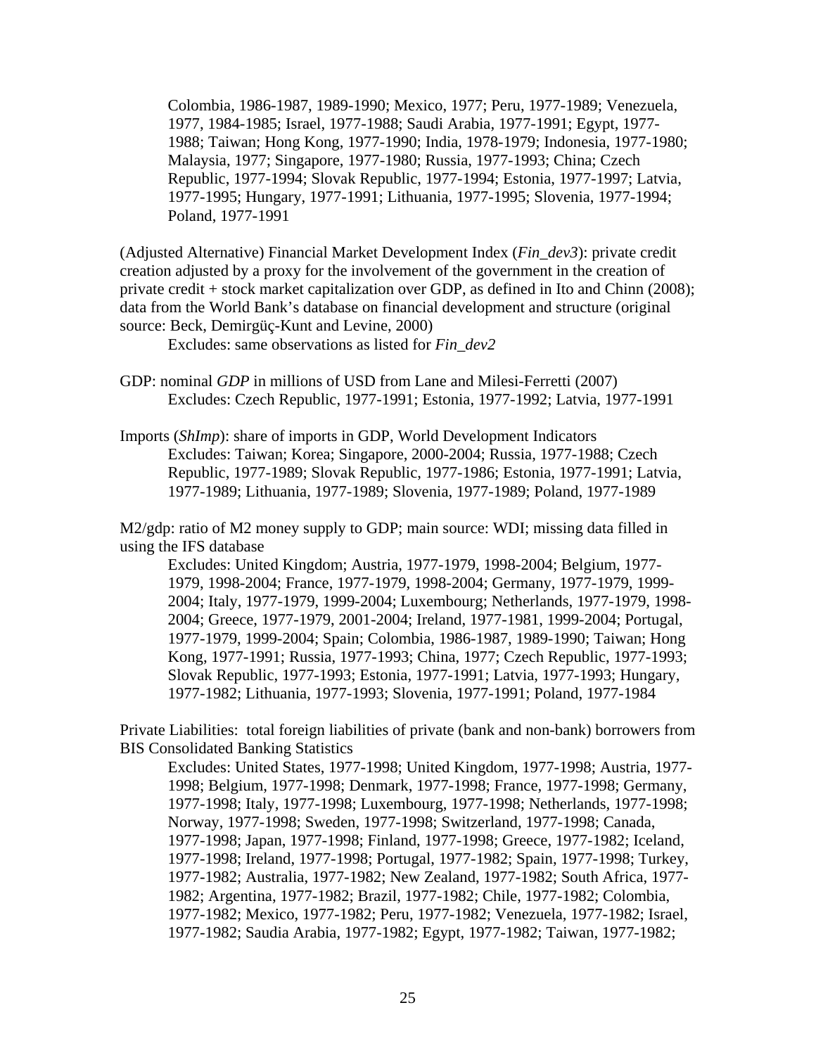Colombia, 1986-1987, 1989-1990; Mexico, 1977; Peru, 1977-1989; Venezuela, 1977, 1984-1985; Israel, 1977-1988; Saudi Arabia, 1977-1991; Egypt, 1977-1988; Taiwan; Hong Kong, 1977-1990; India, 1978-1979; Indonesia, 1977-1980; Malaysia, 1977; Singapore, 1977-1980; Russia, 1977-1993; China; Czech Republic, 1977-1994; Slovak Republic, 1977-1994; Estonia, 1977-1997; Latvia, 1977-1995; Hungary, 1977-1991; Lithuania, 1977-1995; Slovenia, 1977-1994; Poland, 1977-1991

(Adjusted Alternative) Financial Market Development Index (*Fin_dev3*): private credit creation adjusted by a proxy for the involvement of the government in the creation of private credit + stock market capitalization over GDP, as defined in Ito and Chinn (2008); data from the World Bank's database on financial development and structure (original source: Beck, Demirgüç-Kunt and Levine, 2000)

Excludes: same observations as listed for *Fin_dev2*

GDP: nominal *GDP* in millions of USD from Lane and Milesi-Ferretti (2007)

Excludes: Czech Republic, 1977-1991; Estonia, 1977-1992; Latvia, 1977-1991

Imports (*ShImp*): share of imports in GDP, World Development Indicators

Excludes: Taiwan; Korea; Singapore, 2000-2004; Russia, 1977-1988; Czech Republic, 1977-1989; Slovak Republic, 1977-1986; Estonia, 1977-1991; Latvia, 1977-1989; Lithuania, 1977-1989; Slovenia, 1977-1989; Poland, 1977-1989

M2/gdp: ratio of M2 money supply to GDP; main source: WDI; missing data filled in using the IFS database

Excludes: United Kingdom; Austria, 1977-1979, 1998-2004; Belgium, 1977-1979, 1998-2004; France, 1977-1979, 1998-2004; Germany, 1977-1979, 1999-2004; Italy, 1977-1979, 1999-2004; Luxembourg; Netherlands, 1977-1979, 1998-2004; Greece, 1977-1979, 2001-2004; Ireland, 1977-1981, 1999-2004; Portugal, 1977-1979, 1999-2004; Spain; Colombia, 1986-1987, 1989-1990; Taiwan; Hong Kong, 1977-1991; Russia, 1977-1993; China, 1977; Czech Republic, 1977-1993; Slovak Republic, 1977-1993; Estonia, 1977-1991; Latvia, 1977-1993; Hungary, 1977-1982; Lithuania, 1977-1993; Slovenia, 1977-1991; Poland, 1977-1984

Private Liabilities: total foreign liabilities of private (bank and non-bank) borrowers from BIS Consolidated Banking Statistics

Excludes: United States, 1977-1998; United Kingdom, 1977-1998; Austria, 1977-1998; Belgium, 1977-1998; Denmark, 1977-1998; France, 1977-1998; Germany, 1977-1998; Italy, 1977-1998; Luxembourg, 1977-1998; Netherlands, 1977-1998; Norway, 1977-1998; Sweden, 1977-1998; Switzerland, 1977-1998; Canada, 1977-1998; Japan, 1977-1998; Finland, 1977-1998; Greece, 1977-1982; Iceland, 1977-1998; Ireland, 1977-1998; Portugal, 1977-1982; Spain, 1977-1998; Turkey, 1977-1982; Australia, 1977-1982; New Zealand, 1977-1982; South Africa, 1977-1982; Argentina, 1977-1982; Brazil, 1977-1982; Chile, 1977-1982; Colombia, 1977-1982; Mexico, 1977-1982; Peru, 1977-1982; Venezuela, 1977-1982; Israel, 1977-1982; Saudia Arabia, 1977-1982; Egypt, 1977-1982; Taiwan, 1977-1982;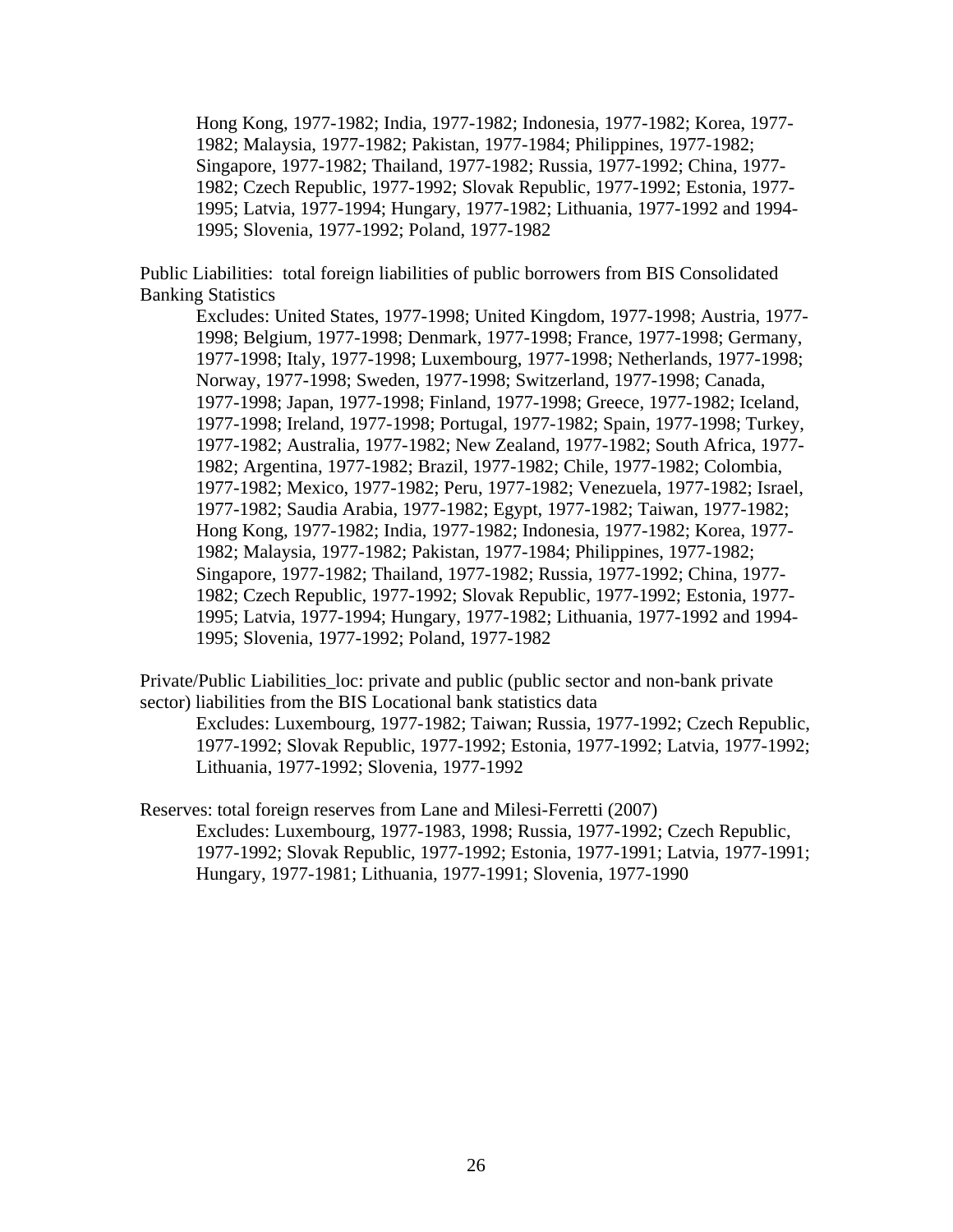Hong Kong, 1977-1982; India, 1977-1982; Indonesia, 1977-1982; Korea, 1977-1982; Malaysia, 1977-1982; Pakistan, 1977-1984; Philippines, 1977-1982; Singapore, 1977-1982; Thailand, 1977-1982; Russia, 1977-1992; China, 1977-1982; Czech Republic, 1977-1992; Slovak Republic, 1977-1992; Estonia, 1977-1995; Latvia, 1977-1994; Hungary, 1977-1982; Lithuania, 1977-1992 and 1994-1995; Slovenia, 1977-1992; Poland, 1977-1982

Public Liabilities: total foreign liabilities of public borrowers from BIS Consolidated Banking Statistics

Excludes: United States, 1977-1998; United Kingdom, 1977-1998; Austria, 1977-1998; Belgium, 1977-1998; Denmark, 1977-1998; France, 1977-1998; Germany, 1977-1998; Italy, 1977-1998; Luxembourg, 1977-1998; Netherlands, 1977-1998; Norway, 1977-1998; Sweden, 1977-1998; Switzerland, 1977-1998; Canada, 1977-1998; Japan, 1977-1998; Finland, 1977-1998; Greece, 1977-1982; Iceland, 1977-1998; Ireland, 1977-1998; Portugal, 1977-1982; Spain, 1977-1998; Turkey, 1977-1982; Australia, 1977-1982; New Zealand, 1977-1982; South Africa, 1977-1982; Argentina, 1977-1982; Brazil, 1977-1982; Chile, 1977-1982; Colombia, 1977-1982; Mexico, 1977-1982; Peru, 1977-1982; Venezuela, 1977-1982; Israel, 1977-1982; Saudia Arabia, 1977-1982; Egypt, 1977-1982; Taiwan, 1977-1982; Hong Kong, 1977-1982; India, 1977-1982; Indonesia, 1977-1982; Korea, 1977-1982; Malaysia, 1977-1982; Pakistan, 1977-1984; Philippines, 1977-1982; Singapore, 1977-1982; Thailand, 1977-1982; Russia, 1977-1992; China, 1977-1982; Czech Republic, 1977-1992; Slovak Republic, 1977-1992; Estonia, 1977-1995; Latvia, 1977-1994; Hungary, 1977-1982; Lithuania, 1977-1992 and 1994-1995; Slovenia, 1977-1992; Poland, 1977-1982

Private/Public Liabilities_loc: private and public (public sector and non-bank private sector) liabilities from the BIS Locational bank statistics data

Excludes: Luxembourg, 1977-1982; Taiwan; Russia, 1977-1992; Czech Republic, 1977-1992; Slovak Republic, 1977-1992; Estonia, 1977-1992; Latvia, 1977-1992; Lithuania, 1977-1992; Slovenia, 1977-1992

Reserves: total foreign reserves from Lane and Milesi-Ferretti (2007)

Excludes: Luxembourg, 1977-1983, 1998; Russia, 1977-1992; Czech Republic, 1977-1992; Slovak Republic, 1977-1992; Estonia, 1977-1991; Latvia, 1977-1991; Hungary, 1977-1981; Lithuania, 1977-1991; Slovenia, 1977-1990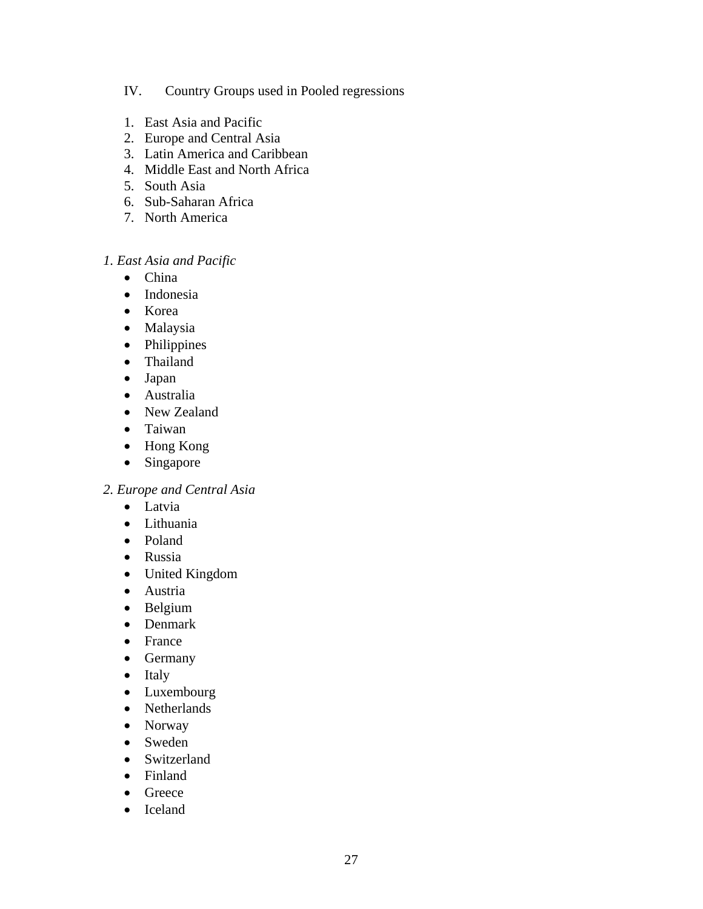## IV. Country Groups used in Pooled regressions

1. East Asia and Pacific
2. Europe and Central Asia
3. Latin America and Caribbean
4. Middle East and North Africa
5. South Asia
6. Sub-Saharan Africa
7. North America

*1. East Asia and Pacific*

- China
- Indonesia
- Korea
- Malaysia
- Philippines
- Thailand
- Japan
- Australia
- New Zealand
- Taiwan
- Hong Kong
- Singapore

*2. Europe and Central Asia*

- Latvia
- Lithuania
- Poland
- Russia
- United Kingdom
- Austria
- Belgium
- Denmark
- France
- Germany
- Italy
- Luxembourg
- Netherlands
- Norway
- Sweden
- Switzerland
- Finland
- Greece
- Iceland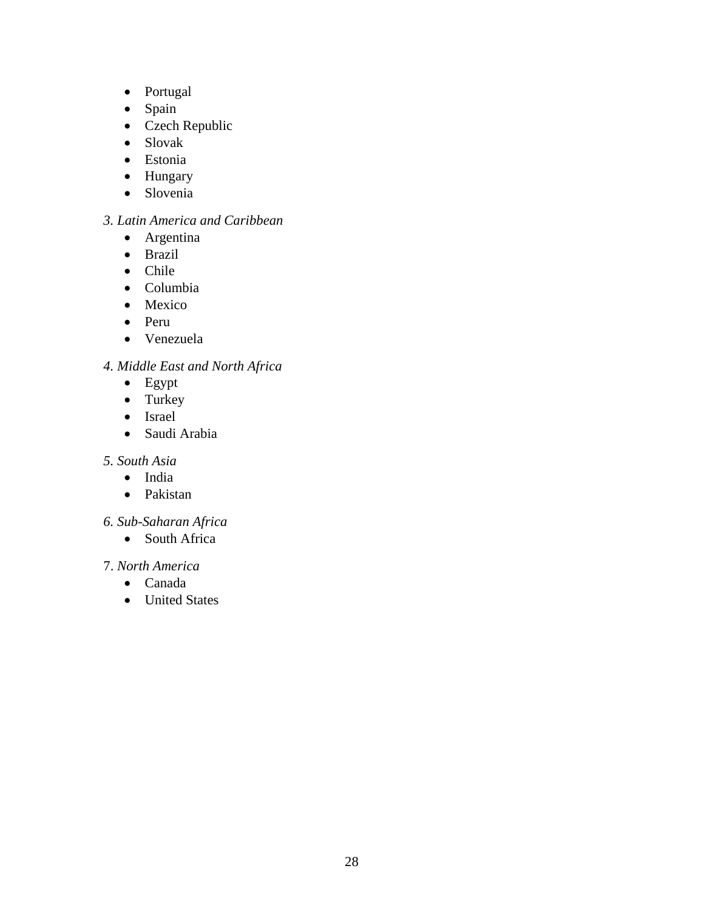- Portugal
- Spain
- Czech Republic
- Slovak
- Estonia
- Hungary
- Slovenia

*3. Latin America and Caribbean*

- Argentina
- Brazil
- Chile
- Columbia
- Mexico
- Peru
- Venezuela

*4. Middle East and North Africa*

- Egypt
- Turkey
- Israel
- Saudi Arabia

*5. South Asia*

- India
- Pakistan

*6. Sub-Saharan Africa*

- South Africa

7. *North America*

- Canada
- United States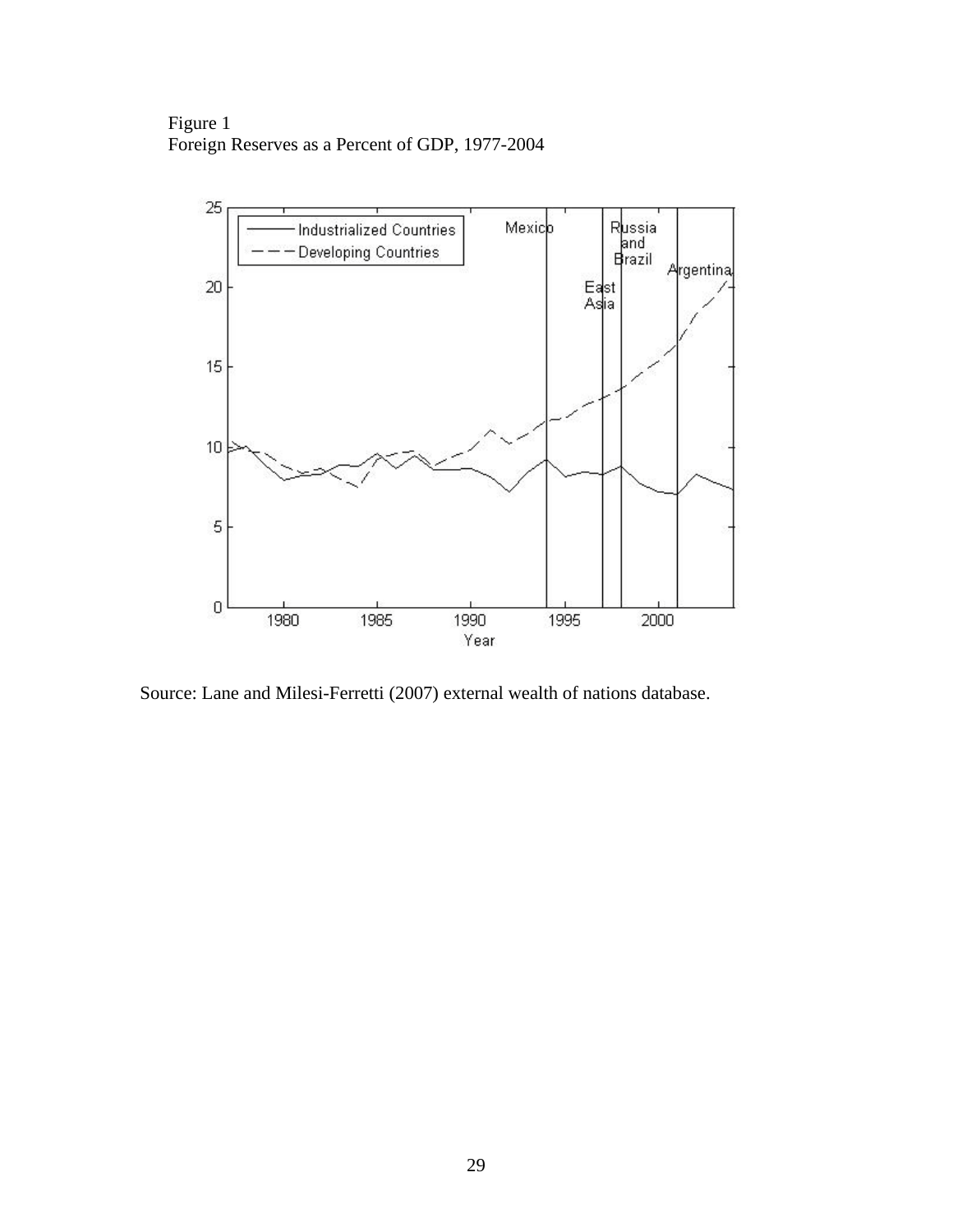Figure 1
Foreign Reserves as a Percent of GDP, 1977-2004

Source: Lane and Milesi-Ferretti (2007) external wealth of nations database.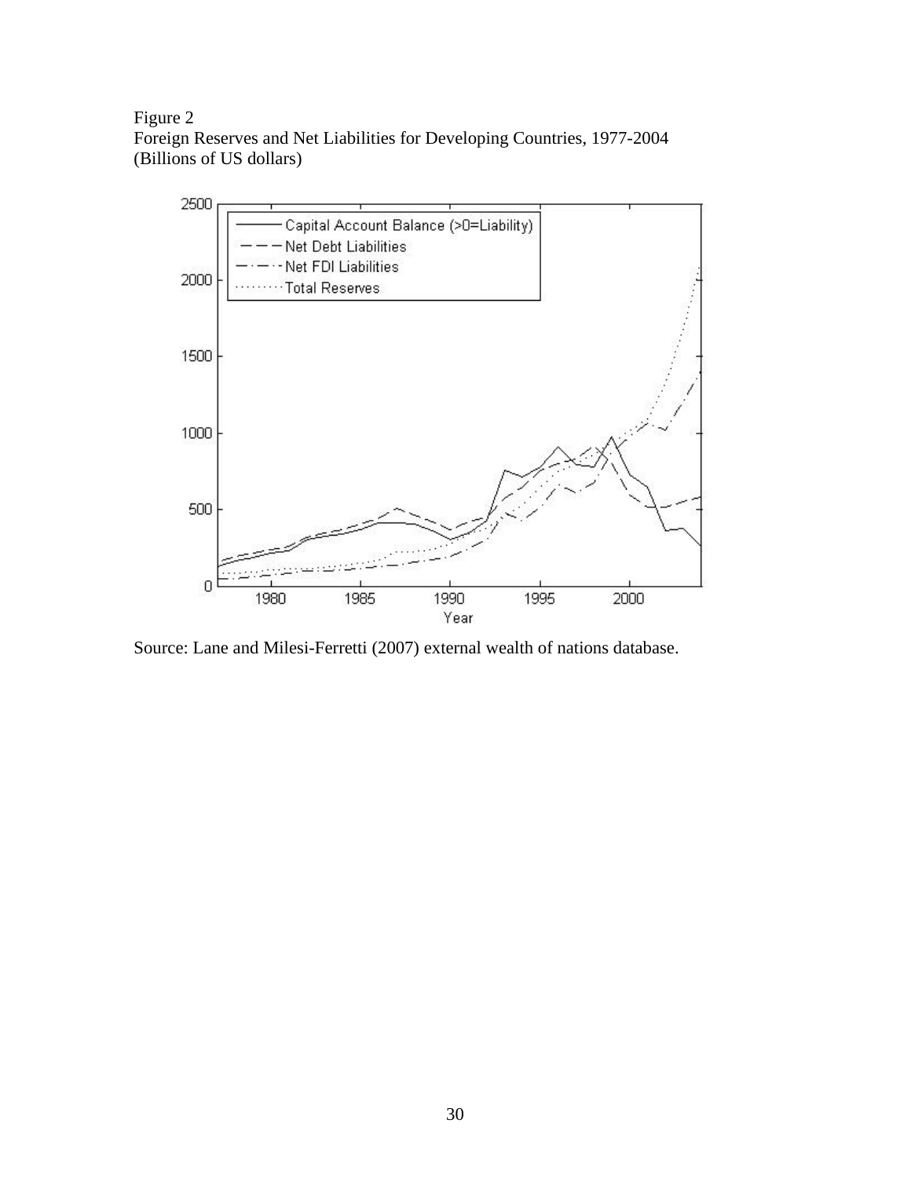Figure 2
Foreign Reserves and Net Liabilities for Developing Countries, 1977-2004
(Billions of US dollars)

Source: Lane and Milesi-Ferretti (2007) external wealth of nations database.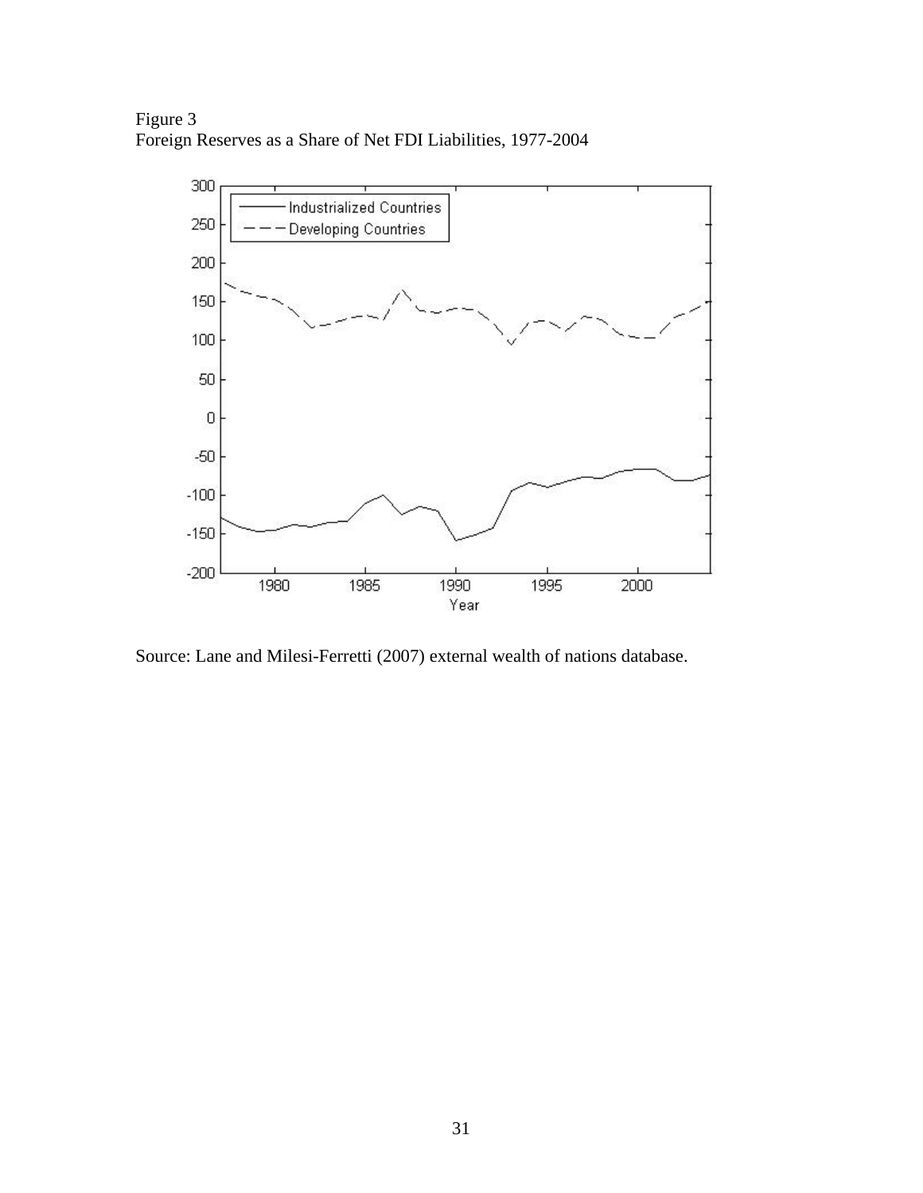Figure 3
Foreign Reserves as a Share of Net FDI Liabilities, 1977-2004

Source: Lane and Milesi-Ferretti (2007) external wealth of nations database.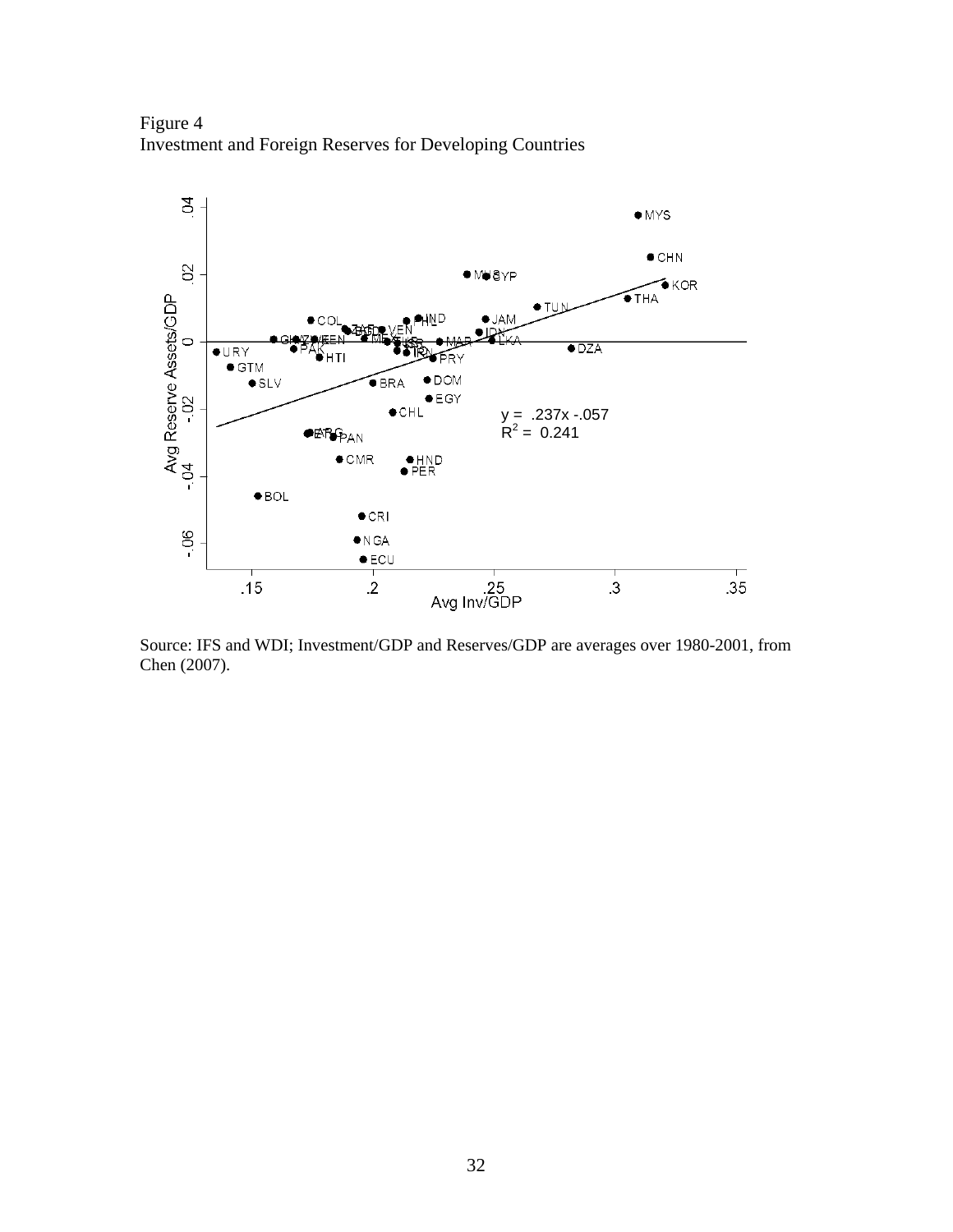Figure 4
Investment and Foreign Reserves for Developing Countries

Source: IFS and WDI; Investment/GDP and Reserves/GDP are averages over 1980-2001, from Chen (2007).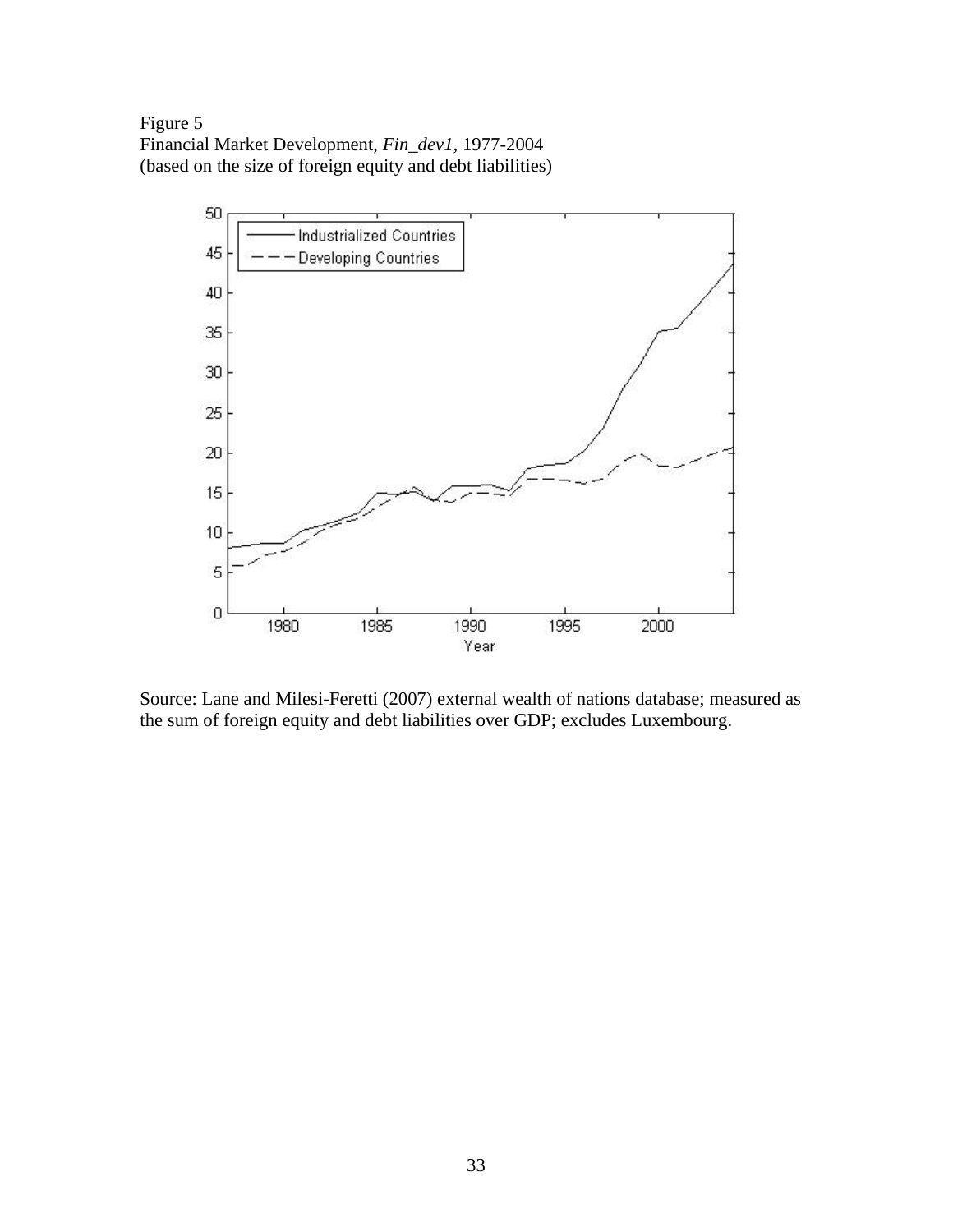Figure 5
Financial Market Development, *Fin_dev1*, 1977-2004
(based on the size of foreign equity and debt liabilities)

Source: Lane and Milesi-Feretti (2007) external wealth of nations database; measured as the sum of foreign equity and debt liabilities over GDP; excludes Luxembourg.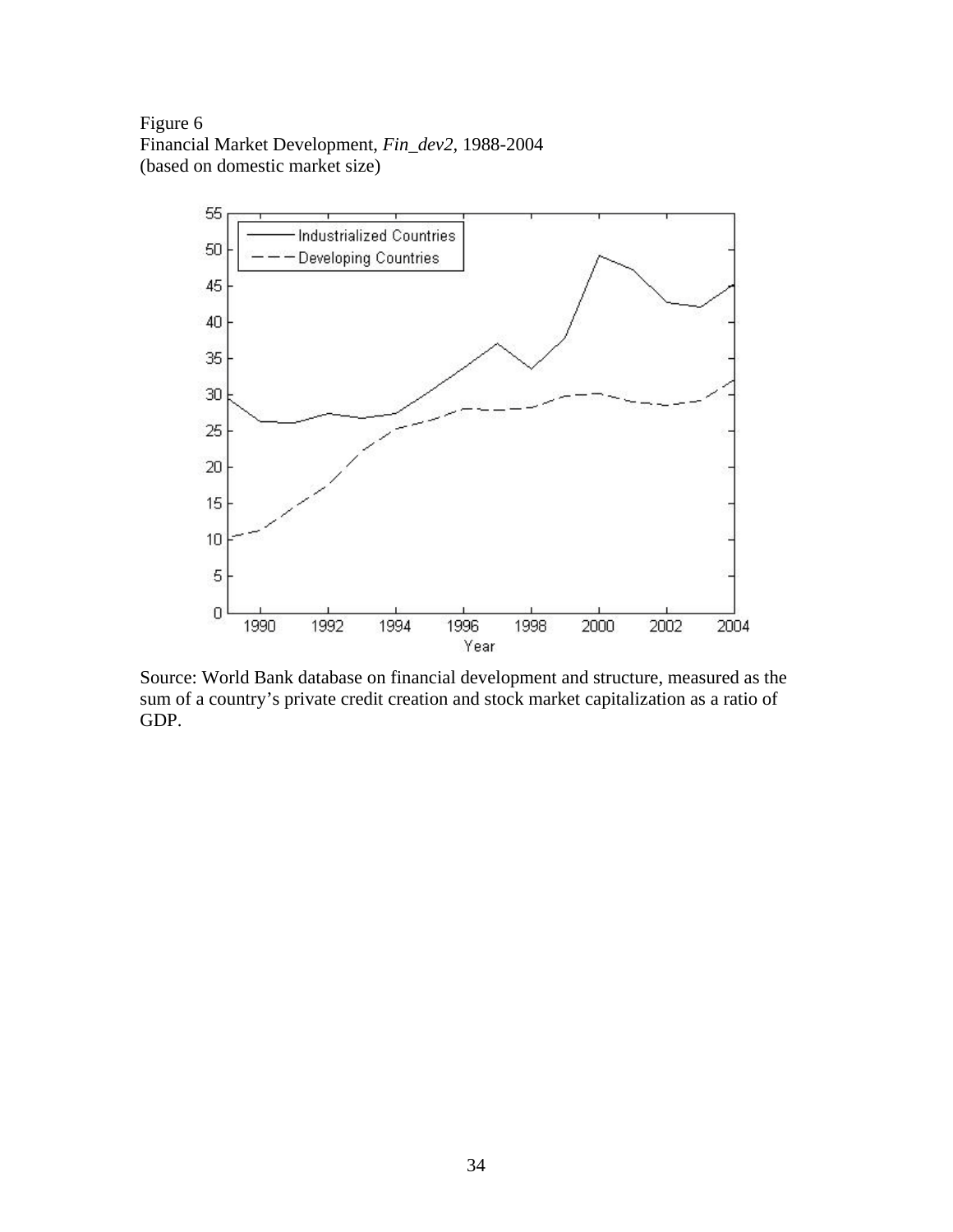Figure 6
Financial Market Development, *Fin_dev2*, 1988-2004
(based on domestic market size)

Source: World Bank database on financial development and structure, measured as the sum of a country's private credit creation and stock market capitalization as a ratio of GDP.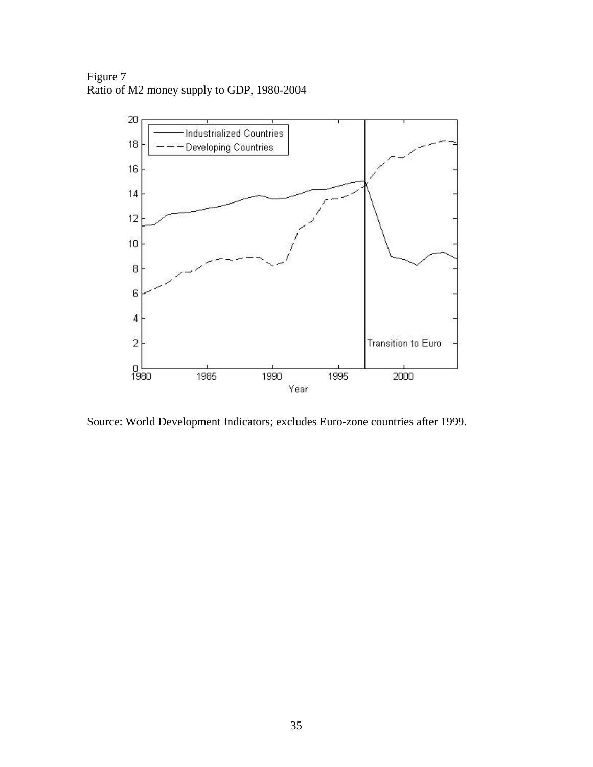Figure 7
Ratio of M2 money supply to GDP, 1980-2004

Source: World Development Indicators; excludes Euro-zone countries after 1999.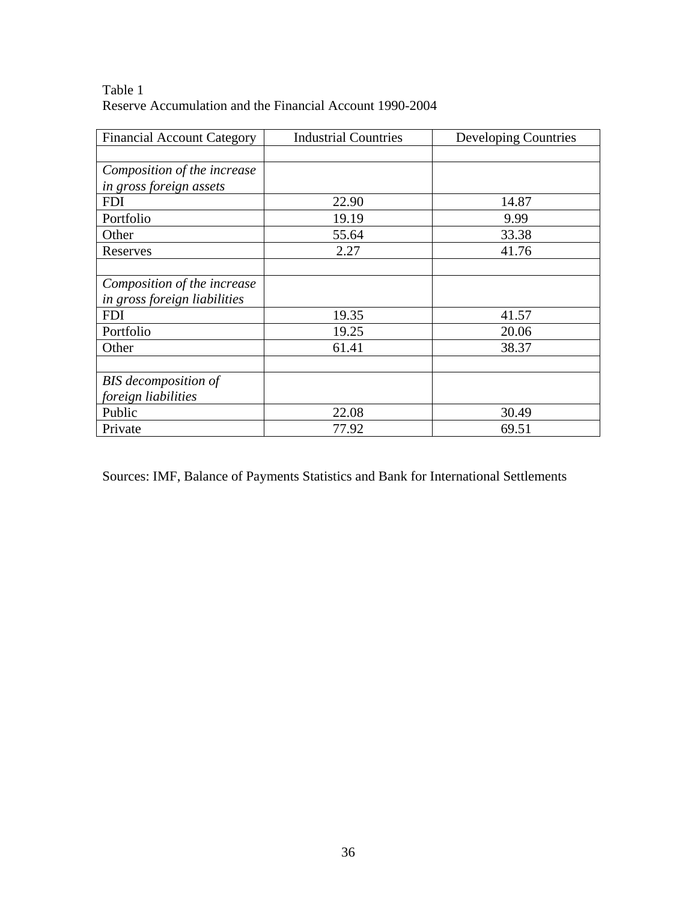Table 1
Reserve Accumulation and the Financial Account 1990-2004

| Financial Account Category | Industrial Countries | Developing Countries |
|---|---|---|
| | | |
| *Composition of the increase in gross foreign assets* | | |
| FDI | 22.90 | 14.87 |
| Portfolio | 19.19 | 9.99 |
| Other | 55.64 | 33.38 |
| Reserves | 2.27 | 41.76 |
| | | |
| *Composition of the increase in gross foreign liabilities* | | |
| FDI | 19.35 | 41.57 |
| Portfolio | 19.25 | 20.06 |
| Other | 61.41 | 38.37 |
| | | |
| *BIS decomposition of foreign liabilities* | | |
| Public | 22.08 | 30.49 |
| Private | 77.92 | 69.51 |

Sources: IMF, Balance of Payments Statistics and Bank for International Settlements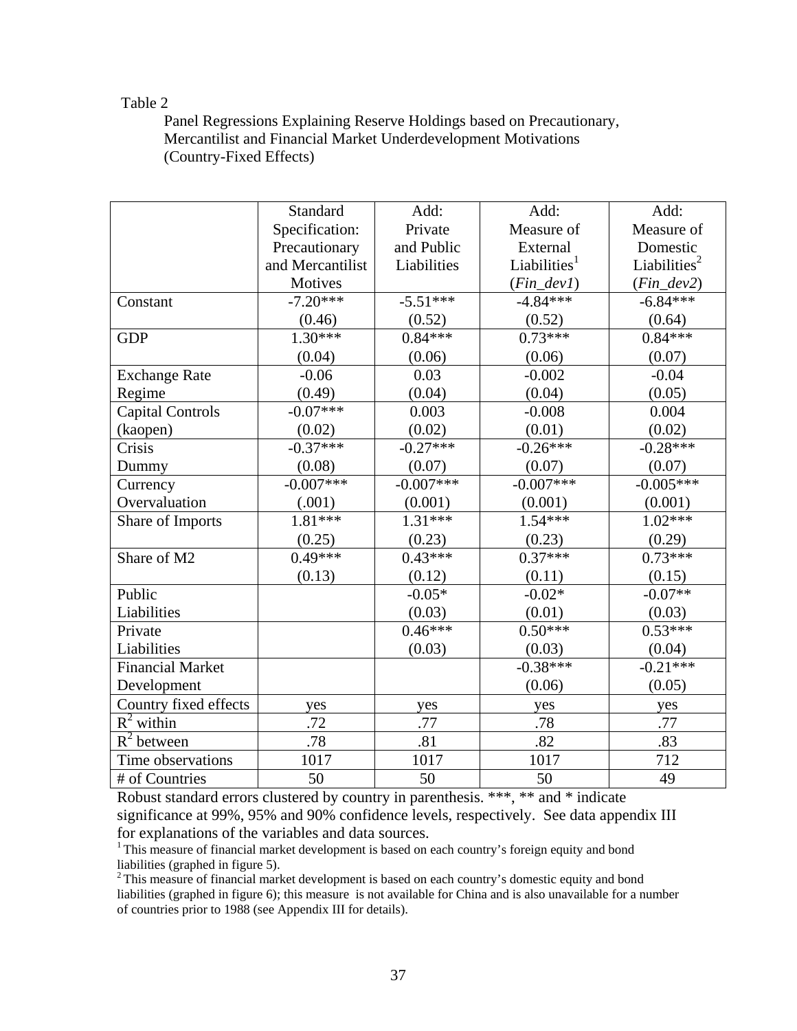Table 2

Panel Regressions Explaining Reserve Holdings based on Precautionary, Mercantilist and Financial Market Underdevelopment Motivations (Country-Fixed Effects)

| | Standard Specification: Precautionary and Mercantilist Motives | Add: Private and Public Liabilities | Add: Measure of External Liabilities[1] (*Fin_dev1*) | Add: Measure of Domestic Liabilities[2] (*Fin_dev2*) |
|---|---|---|---|---|
| Constant | -7.20*** (0.46) | -5.51*** (0.52) | -4.84*** (0.52) | -6.84*** (0.64) |
| GDP | 1.30*** (0.04) | 0.84*** (0.06) | 0.73*** (0.06) | 0.84*** (0.07) |
| Exchange Rate Regime | -0.06 (0.49) | 0.03 (0.04) | -0.002 (0.04) | -0.04 (0.05) |
| Capital Controls (kaopen) | -0.07*** (0.02) | 0.003 (0.02) | -0.008 (0.01) | 0.004 (0.02) |
| Crisis Dummy | -0.37*** (0.08) | -0.27*** (0.07) | -0.26*** (0.07) | -0.28*** (0.07) |
| Currency Overvaluation | -0.007*** (.001) | -0.007*** (0.001) | -0.007*** (0.001) | -0.005*** (0.001) |
| Share of Imports | 1.81*** (0.25) | 1.31*** (0.23) | 1.54*** (0.23) | 1.02*** (0.29) |
| Share of M2 | 0.49*** (0.13) | 0.43*** (0.12) | 0.37*** (0.11) | 0.73*** (0.15) |
| Public Liabilities | | -0.05* (0.03) | -0.02* (0.01) | -0.07** (0.03) |
| Private Liabilities | | 0.46*** (0.03) | 0.50*** (0.03) | 0.53*** (0.04) |
| Financial Market Development | | | -0.38*** (0.06) | -0.21*** (0.05) |
| Country fixed effects | yes | yes | yes | yes |
| $R^2$ within | .72 | .77 | .78 | .77 |
| $R^2$ between | .78 | .81 | .82 | .83 |
| Time observations | 1017 | 1017 | 1017 | 712 |
| # of Countries | 50 | 50 | 50 | 49 |

Robust standard errors clustered by country in parenthesis. ***, ** and * indicate significance at 99%, 95% and 90% confidence levels, respectively. See data appendix III for explanations of the variables and data sources.

[1] This measure of financial market development is based on each country's foreign equity and bond liabilities (graphed in figure 5).

[2] This measure of financial market development is based on each country's domestic equity and bond liabilities (graphed in figure 6); this measure is not available for China and is also unavailable for a number of countries prior to 1988 (see Appendix III for details).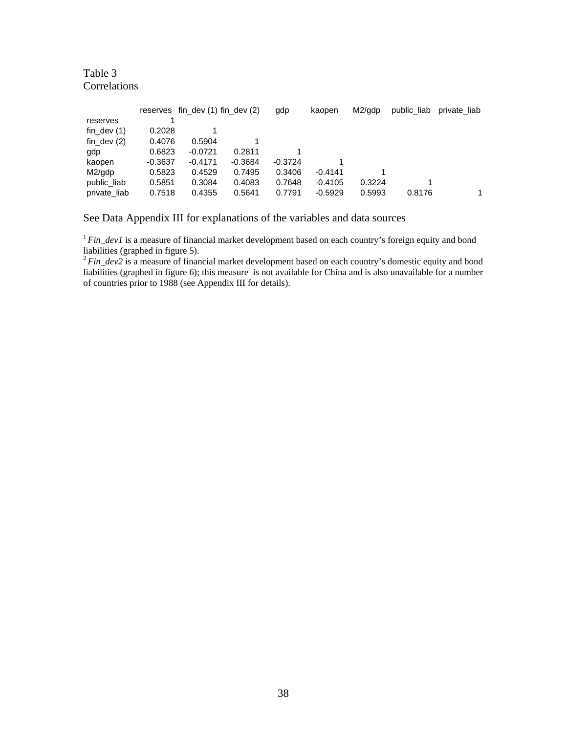Table 3
Correlations

| | reserves | fin_dev (1) | fin_dev (2) | gdp | kaopen | M2/gdp | public_liab | private_liab |
|---|---|---|---|---|---|---|---|---|
| reserves | 1 | | | | | | | |
| fin_dev (1) | 0.2028 | 1 | | | | | | |
| fin_dev (2) | 0.4076 | 0.5904 | 1 | | | | | |
| gdp | 0.6823 | -0.0721 | 0.2811 | 1 | | | | |
| kaopen | -0.3637 | -0.4171 | -0.3684 | -0.3724 | 1 | | | |
| M2/gdp | 0.5823 | 0.4529 | 0.7495 | 0.3406 | -0.4141 | 1 | | |
| public_liab | 0.5851 | 0.3084 | 0.4083 | 0.7648 | -0.4105 | 0.3224 | 1 | |
| private_liab | 0.7518 | 0.4355 | 0.5641 | 0.7791 | -0.5929 | 0.5993 | 0.8176 | 1 |

See Data Appendix III for explanations of the variables and data sources

[1] *Fin_dev1* is a measure of financial market development based on each country's foreign equity and bond liabilities (graphed in figure 5).
[2] *Fin_dev2* is a measure of financial market development based on each country's domestic equity and bond liabilities (graphed in figure 6); this measure is not available for China and is also unavailable for a number of countries prior to 1988 (see Appendix III for details).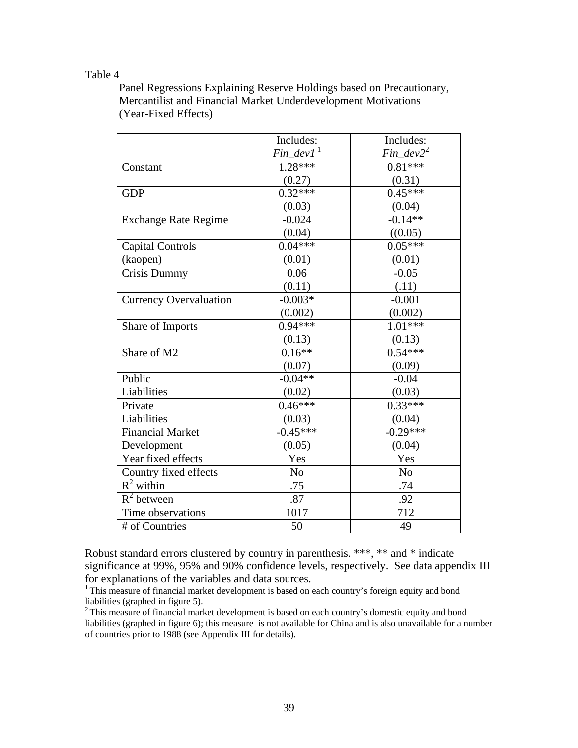Table 4

Panel Regressions Explaining Reserve Holdings based on Precautionary, Mercantilist and Financial Market Underdevelopment Motivations (Year-Fixed Effects)

| | Includes: *Fin_dev1* [1] | Includes: *Fin_dev2* [2] |
|---|---|---|
| Constant | 1.28***<br>(0.27) | 0.81***<br>(0.31) |
| GDP | 0.32***<br>(0.03) | 0.45***<br>(0.04) |
| Exchange Rate Regime | -0.024<br>(0.04) | -0.14**<br>((0.05) |
| Capital Controls (kaopen) | 0.04***<br>(0.01) | 0.05***<br>(0.01) |
| Crisis Dummy | 0.06<br>(0.11) | -0.05<br>(.11) |
| Currency Overvaluation | -0.003*<br>(0.002) | -0.001<br>(0.002) |
| Share of Imports | 0.94***<br>(0.13) | 1.01***<br>(0.13) |
| Share of M2 | 0.16**<br>(0.07) | 0.54***<br>(0.09) |
| Public Liabilities | -0.04**<br>(0.02) | -0.04<br>(0.03) |
| Private Liabilities | 0.46***<br>(0.03) | 0.33***<br>(0.04) |
| Financial Market Development | -0.45***<br>(0.05) | -0.29***<br>(0.04) |
| Year fixed effects | Yes | Yes |
| Country fixed effects | No | No |
| $R^2$ within | .75 | .74 |
| $R^2$ between | .87 | .92 |
| Time observations | 1017 | 712 |
| # of Countries | 50 | 49 |

Robust standard errors clustered by country in parenthesis. ***, ** and * indicate significance at 99%, 95% and 90% confidence levels, respectively. See data appendix III for explanations of the variables and data sources.

[1] This measure of financial market development is based on each country's foreign equity and bond liabilities (graphed in figure 5).

[2] This measure of financial market development is based on each country's domestic equity and bond liabilities (graphed in figure 6); this measure is not available for China and is also unavailable for a number of countries prior to 1988 (see Appendix III for details).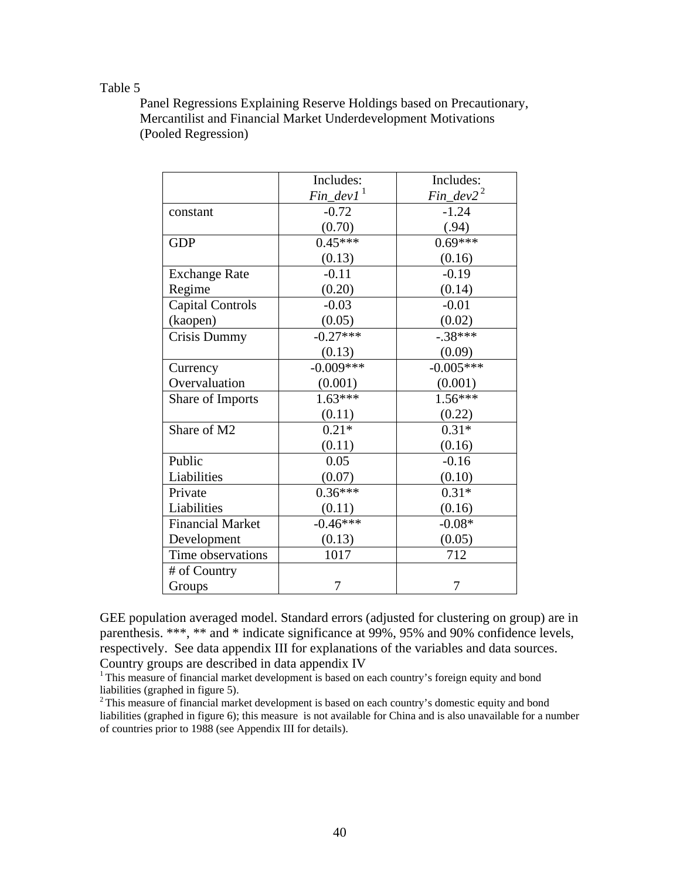Table 5

Panel Regressions Explaining Reserve Holdings based on Precautionary, Mercantilist and Financial Market Underdevelopment Motivations (Pooled Regression)

| | Includes: *Fin_dev1* [1] | Includes: *Fin_dev2* [2] |
|---|---|---|
| constant | -0.72<br>(0.70) | -1.24<br>(.94) |
| GDP | 0.45***<br>(0.13) | 0.69***<br>(0.16) |
| Exchange Rate Regime | -0.11<br>(0.20) | -0.19<br>(0.14) |
| Capital Controls (kaopen) | -0.03<br>(0.05) | -0.01<br>(0.02) |
| Crisis Dummy | -0.27***<br>(0.13) | -.38***<br>(0.09) |
| Currency Overvaluation | -0.009***<br>(0.001) | -0.005***<br>(0.001) |
| Share of Imports | 1.63***<br>(0.11) | 1.56***<br>(0.22) |
| Share of M2 | 0.21*<br>(0.11) | 0.31*<br>(0.16) |
| Public Liabilities | 0.05<br>(0.07) | -0.16<br>(0.10) |
| Private Liabilities | 0.36***<br>(0.11) | 0.31*<br>(0.16) |
| Financial Market Development | -0.46***<br>(0.13) | -0.08*<br>(0.05) |
| Time observations | 1017 | 712 |
| # of Country Groups | 7 | 7 |

GEE population averaged model. Standard errors (adjusted for clustering on group) are in parenthesis. ***, ** and * indicate significance at 99%, 95% and 90% confidence levels, respectively. See data appendix III for explanations of the variables and data sources. Country groups are described in data appendix IV

[1] This measure of financial market development is based on each country's foreign equity and bond liabilities (graphed in figure 5).

[2] This measure of financial market development is based on each country's domestic equity and bond liabilities (graphed in figure 6); this measure is not available for China and is also unavailable for a number of countries prior to 1988 (see Appendix III for details).